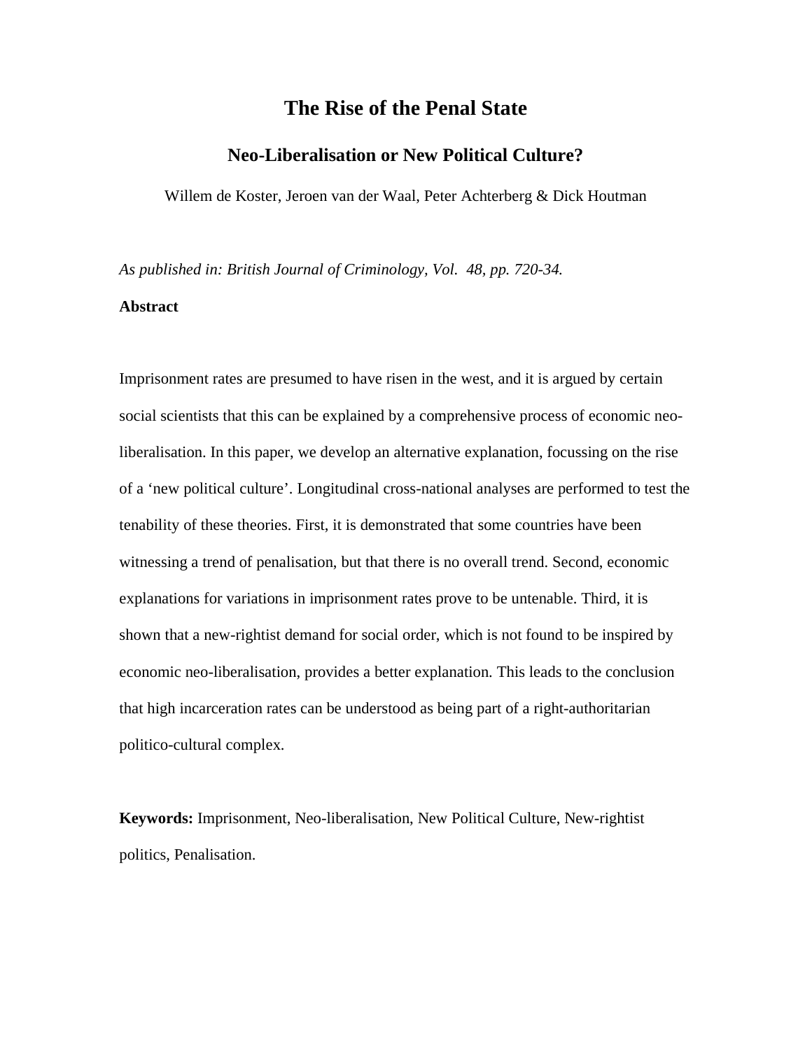# The Rise of the Penal State

## Neo-Liberalisation or New Political Culture?

Willem de Koster, Jeroen van der Waal, Peter Achterberg & Dick Houtman

*As published in: British Journal of Criminology, Vol. 48, pp. 720-34.*

**Abstract**

Imprisonment rates are presumed to have risen in the west, and it is argued by certain social scientists that this can be explained by a comprehensive process of economic neo-liberalisation. In this paper, we develop an alternative explanation, focussing on the rise of a 'new political culture'. Longitudinal cross-national analyses are performed to test the tenability of these theories. First, it is demonstrated that some countries have been witnessing a trend of penalisation, but that there is no overall trend. Second, economic explanations for variations in imprisonment rates prove to be untenable. Third, it is shown that a new-rightist demand for social order, which is not found to be inspired by economic neo-liberalisation, provides a better explanation. This leads to the conclusion that high incarceration rates can be understood as being part of a right-authoritarian politico-cultural complex.

**Keywords:** Imprisonment, Neo-liberalisation, New Political Culture, New-rightist politics, Penalisation.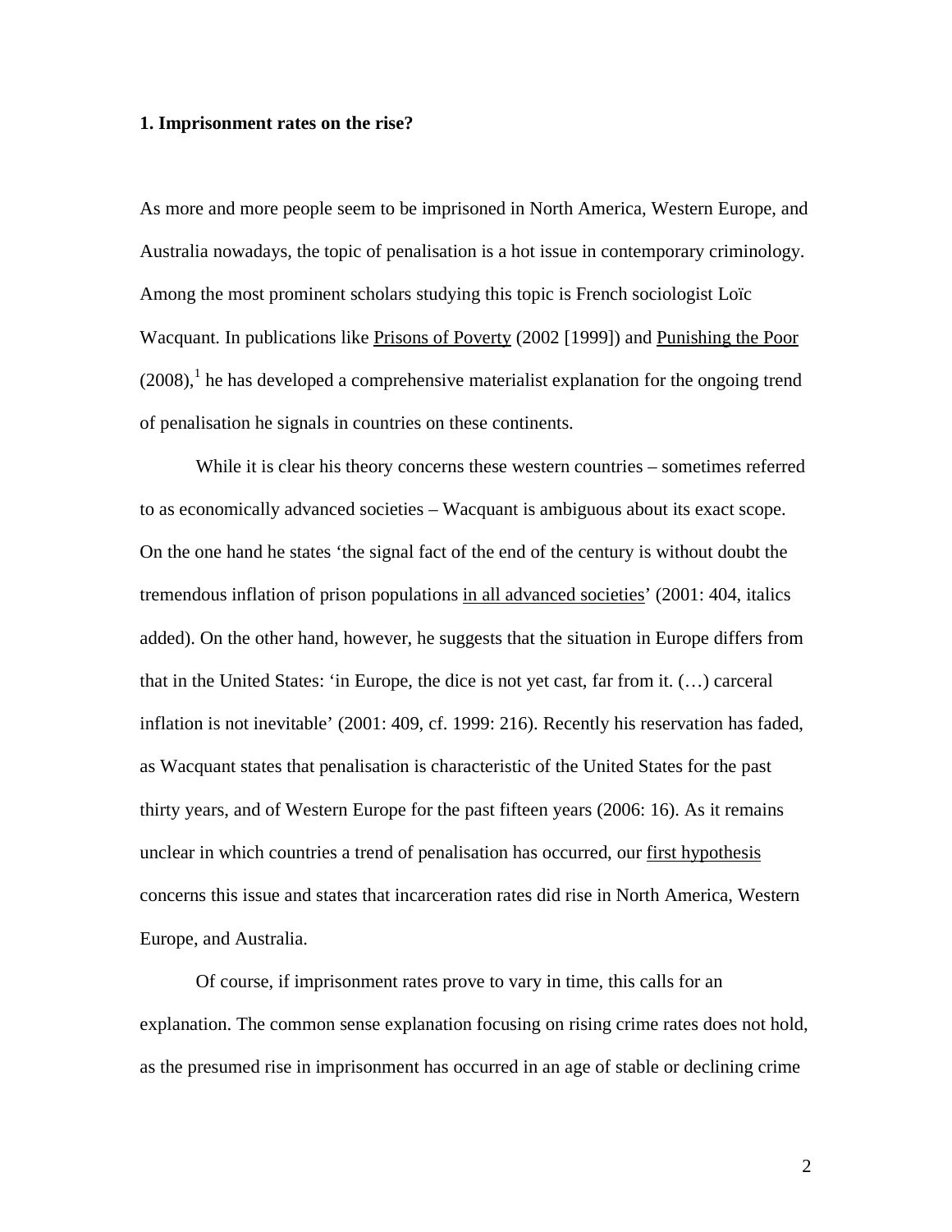### 1. Imprisonment rates on the rise?

As more and more people seem to be imprisoned in North America, Western Europe, and Australia nowadays, the topic of penalisation is a hot issue in contemporary criminology. Among the most prominent scholars studying this topic is French sociologist Loïc Wacquant. In publications like Prisons of Poverty (2002 [1999]) and Punishing the Poor (2008),[1] he has developed a comprehensive materialist explanation for the ongoing trend of penalisation he signals in countries on these continents.

While it is clear his theory concerns these western countries – sometimes referred to as economically advanced societies – Wacquant is ambiguous about its exact scope. On the one hand he states 'the signal fact of the end of the century is without doubt the tremendous inflation of prison populations in all advanced societies' (2001: 404, italics added). On the other hand, however, he suggests that the situation in Europe differs from that in the United States: 'in Europe, the dice is not yet cast, far from it. (…) carceral inflation is not inevitable' (2001: 409, cf. 1999: 216). Recently his reservation has faded, as Wacquant states that penalisation is characteristic of the United States for the past thirty years, and of Western Europe for the past fifteen years (2006: 16). As it remains unclear in which countries a trend of penalisation has occurred, our first hypothesis concerns this issue and states that incarceration rates did rise in North America, Western Europe, and Australia.

Of course, if imprisonment rates prove to vary in time, this calls for an explanation. The common sense explanation focusing on rising crime rates does not hold, as the presumed rise in imprisonment has occurred in an age of stable or declining crime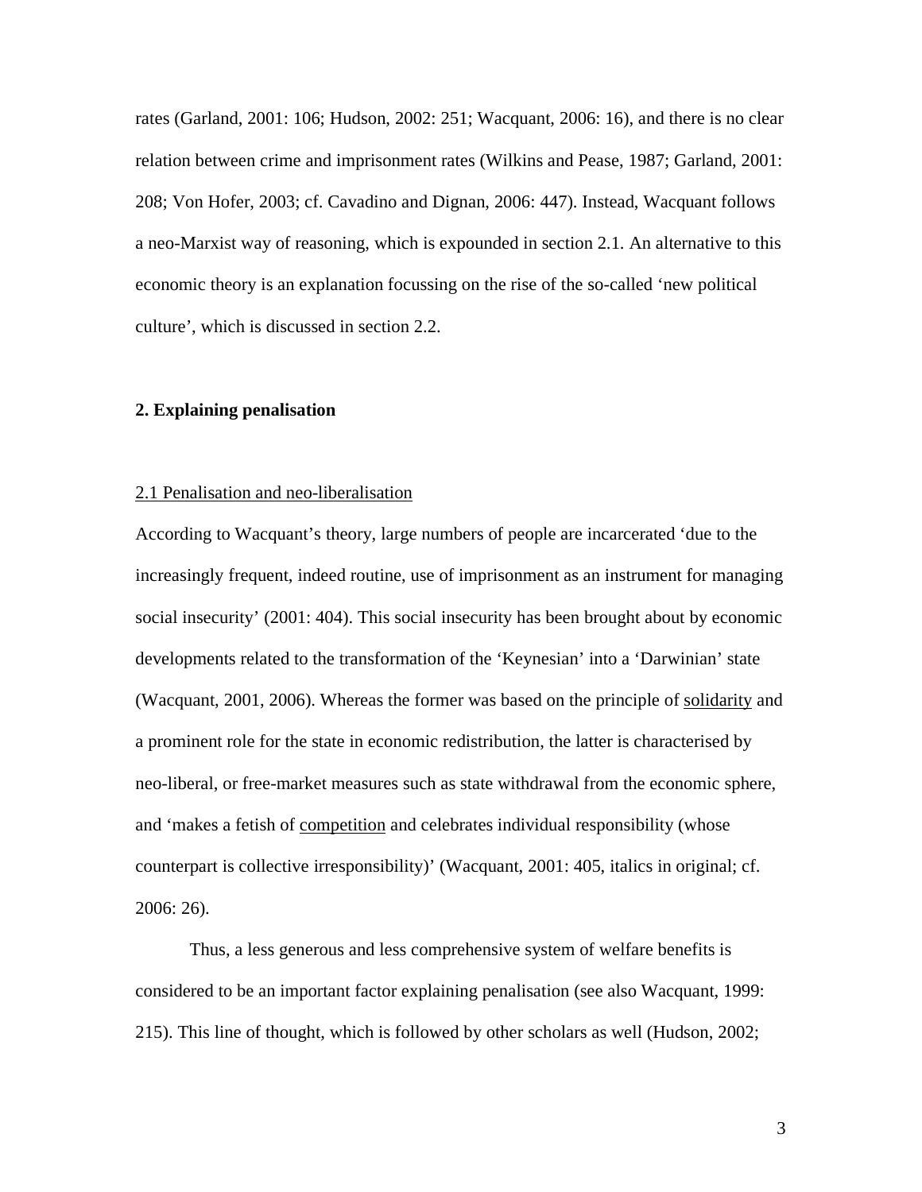rates (Garland, 2001: 106; Hudson, 2002: 251; Wacquant, 2006: 16), and there is no clear relation between crime and imprisonment rates (Wilkins and Pease, 1987; Garland, 2001: 208; Von Hofer, 2003; cf. Cavadino and Dignan, 2006: 447). Instead, Wacquant follows a neo-Marxist way of reasoning, which is expounded in section 2.1. An alternative to this economic theory is an explanation focussing on the rise of the so-called 'new political culture', which is discussed in section 2.2.

## 2. Explaining penalisation

### 2.1 Penalisation and neo-liberalisation

According to Wacquant's theory, large numbers of people are incarcerated 'due to the increasingly frequent, indeed routine, use of imprisonment as an instrument for managing social insecurity' (2001: 404). This social insecurity has been brought about by economic developments related to the transformation of the 'Keynesian' into a 'Darwinian' state (Wacquant, 2001, 2006). Whereas the former was based on the principle of <u>solidarity</u> and a prominent role for the state in economic redistribution, the latter is characterised by neo-liberal, or free-market measures such as state withdrawal from the economic sphere, and 'makes a fetish of <u>competition</u> and celebrates individual responsibility (whose counterpart is collective irresponsibility)' (Wacquant, 2001: 405, italics in original; cf. 2006: 26).

Thus, a less generous and less comprehensive system of welfare benefits is considered to be an important factor explaining penalisation (see also Wacquant, 1999: 215). This line of thought, which is followed by other scholars as well (Hudson, 2002;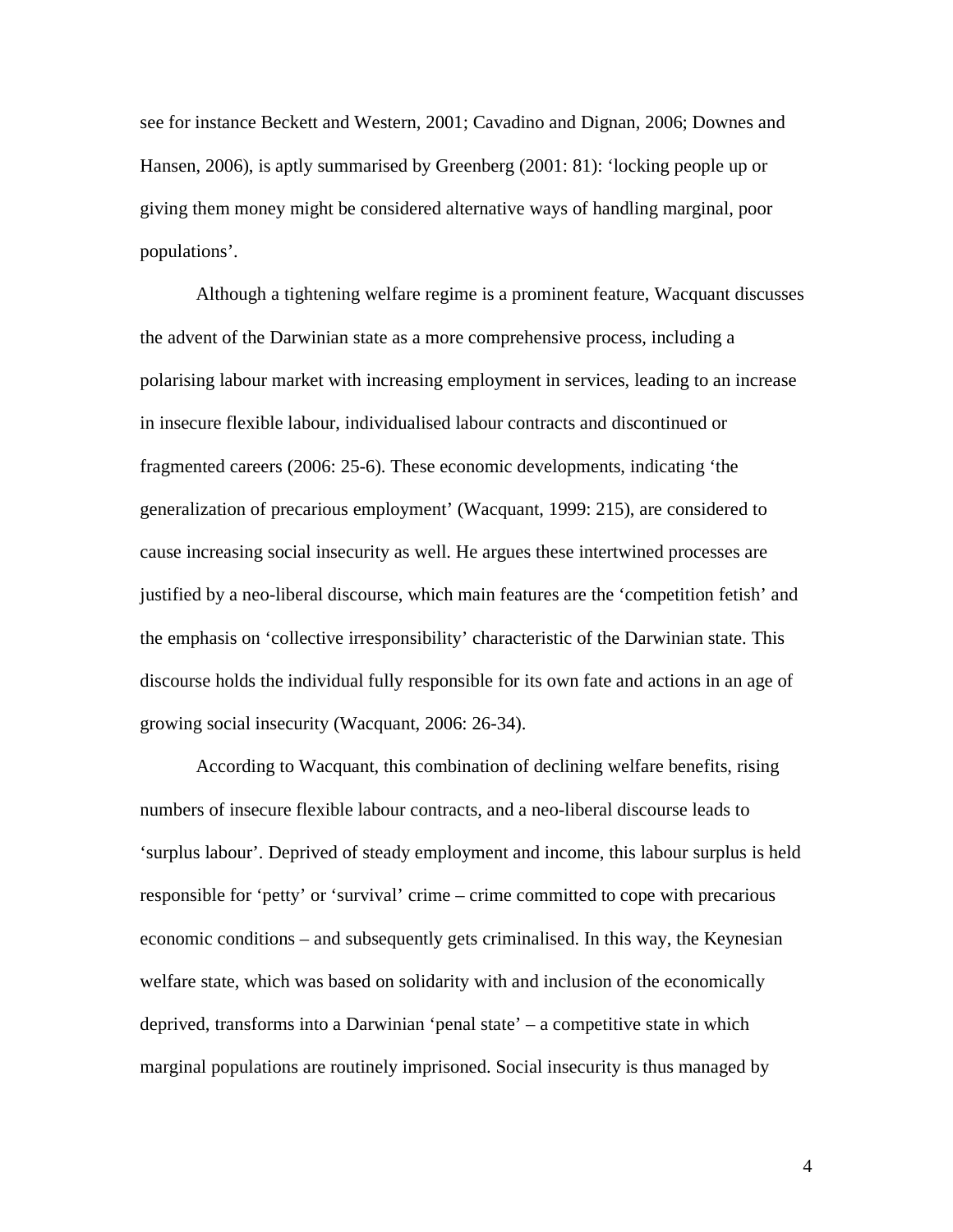see for instance Beckett and Western, 2001; Cavadino and Dignan, 2006; Downes and Hansen, 2006), is aptly summarised by Greenberg (2001: 81): 'locking people up or giving them money might be considered alternative ways of handling marginal, poor populations'.

Although a tightening welfare regime is a prominent feature, Wacquant discusses the advent of the Darwinian state as a more comprehensive process, including a polarising labour market with increasing employment in services, leading to an increase in insecure flexible labour, individualised labour contracts and discontinued or fragmented careers (2006: 25-6). These economic developments, indicating 'the generalization of precarious employment' (Wacquant, 1999: 215), are considered to cause increasing social insecurity as well. He argues these intertwined processes are justified by a neo-liberal discourse, which main features are the 'competition fetish' and the emphasis on 'collective irresponsibility' characteristic of the Darwinian state. This discourse holds the individual fully responsible for its own fate and actions in an age of growing social insecurity (Wacquant, 2006: 26-34).

According to Wacquant, this combination of declining welfare benefits, rising numbers of insecure flexible labour contracts, and a neo-liberal discourse leads to 'surplus labour'. Deprived of steady employment and income, this labour surplus is held responsible for 'petty' or 'survival' crime – crime committed to cope with precarious economic conditions – and subsequently gets criminalised. In this way, the Keynesian welfare state, which was based on solidarity with and inclusion of the economically deprived, transforms into a Darwinian 'penal state' – a competitive state in which marginal populations are routinely imprisoned. Social insecurity is thus managed by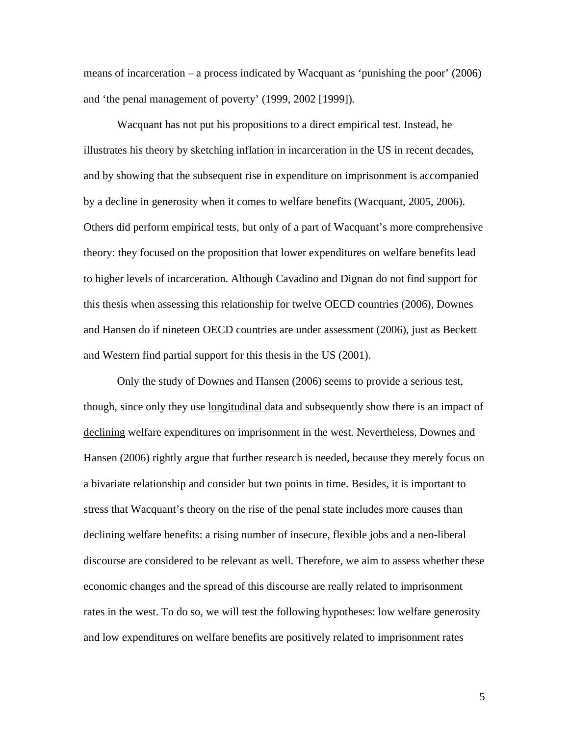means of incarceration – a process indicated by Wacquant as 'punishing the poor' (2006) and 'the penal management of poverty' (1999, 2002 [1999]).

Wacquant has not put his propositions to a direct empirical test. Instead, he illustrates his theory by sketching inflation in incarceration in the US in recent decades, and by showing that the subsequent rise in expenditure on imprisonment is accompanied by a decline in generosity when it comes to welfare benefits (Wacquant, 2005, 2006). Others did perform empirical tests, but only of a part of Wacquant's more comprehensive theory: they focused on the proposition that lower expenditures on welfare benefits lead to higher levels of incarceration. Although Cavadino and Dignan do not find support for this thesis when assessing this relationship for twelve OECD countries (2006), Downes and Hansen do if nineteen OECD countries are under assessment (2006), just as Beckett and Western find partial support for this thesis in the US (2001).

Only the study of Downes and Hansen (2006) seems to provide a serious test, though, since only they use <u>longitudinal</u> data and subsequently show there is an impact of <u>declining</u> welfare expenditures on imprisonment in the west. Nevertheless, Downes and Hansen (2006) rightly argue that further research is needed, because they merely focus on a bivariate relationship and consider but two points in time. Besides, it is important to stress that Wacquant's theory on the rise of the penal state includes more causes than declining welfare benefits: a rising number of insecure, flexible jobs and a neo-liberal discourse are considered to be relevant as well. Therefore, we aim to assess whether these economic changes and the spread of this discourse are really related to imprisonment rates in the west. To do so, we will test the following hypotheses: low welfare generosity and low expenditures on welfare benefits are positively related to imprisonment rates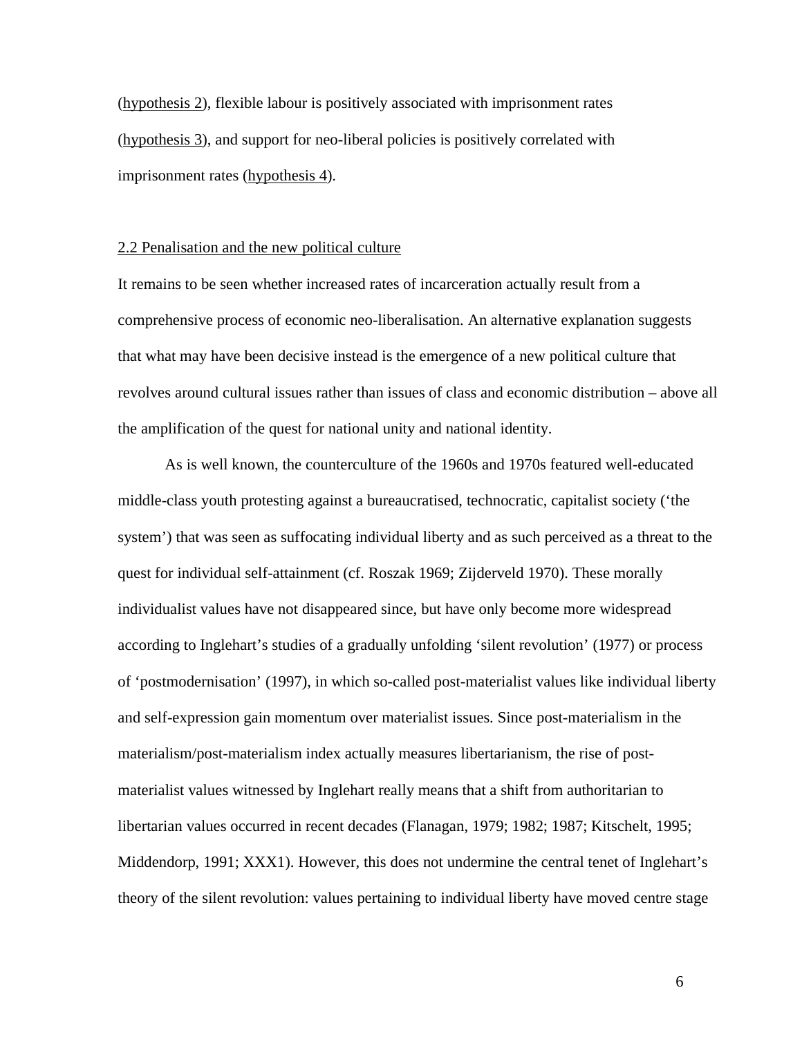(hypothesis 2), flexible labour is positively associated with imprisonment rates (hypothesis 3), and support for neo-liberal policies is positively correlated with imprisonment rates (hypothesis 4).

## 2.2 Penalisation and the new political culture

It remains to be seen whether increased rates of incarceration actually result from a comprehensive process of economic neo-liberalisation. An alternative explanation suggests that what may have been decisive instead is the emergence of a new political culture that revolves around cultural issues rather than issues of class and economic distribution – above all the amplification of the quest for national unity and national identity.

As is well known, the counterculture of the 1960s and 1970s featured well-educated middle-class youth protesting against a bureaucratised, technocratic, capitalist society ('the system') that was seen as suffocating individual liberty and as such perceived as a threat to the quest for individual self-attainment (cf. Roszak 1969; Zijderveld 1970). These morally individualist values have not disappeared since, but have only become more widespread according to Inglehart's studies of a gradually unfolding 'silent revolution' (1977) or process of 'postmodernisation' (1997), in which so-called post-materialist values like individual liberty and self-expression gain momentum over materialist issues. Since post-materialism in the materialism/post-materialism index actually measures libertarianism, the rise of post-materialist values witnessed by Inglehart really means that a shift from authoritarian to libertarian values occurred in recent decades (Flanagan, 1979; 1982; 1987; Kitschelt, 1995; Middendorp, 1991; XXX1). However, this does not undermine the central tenet of Inglehart's theory of the silent revolution: values pertaining to individual liberty have moved centre stage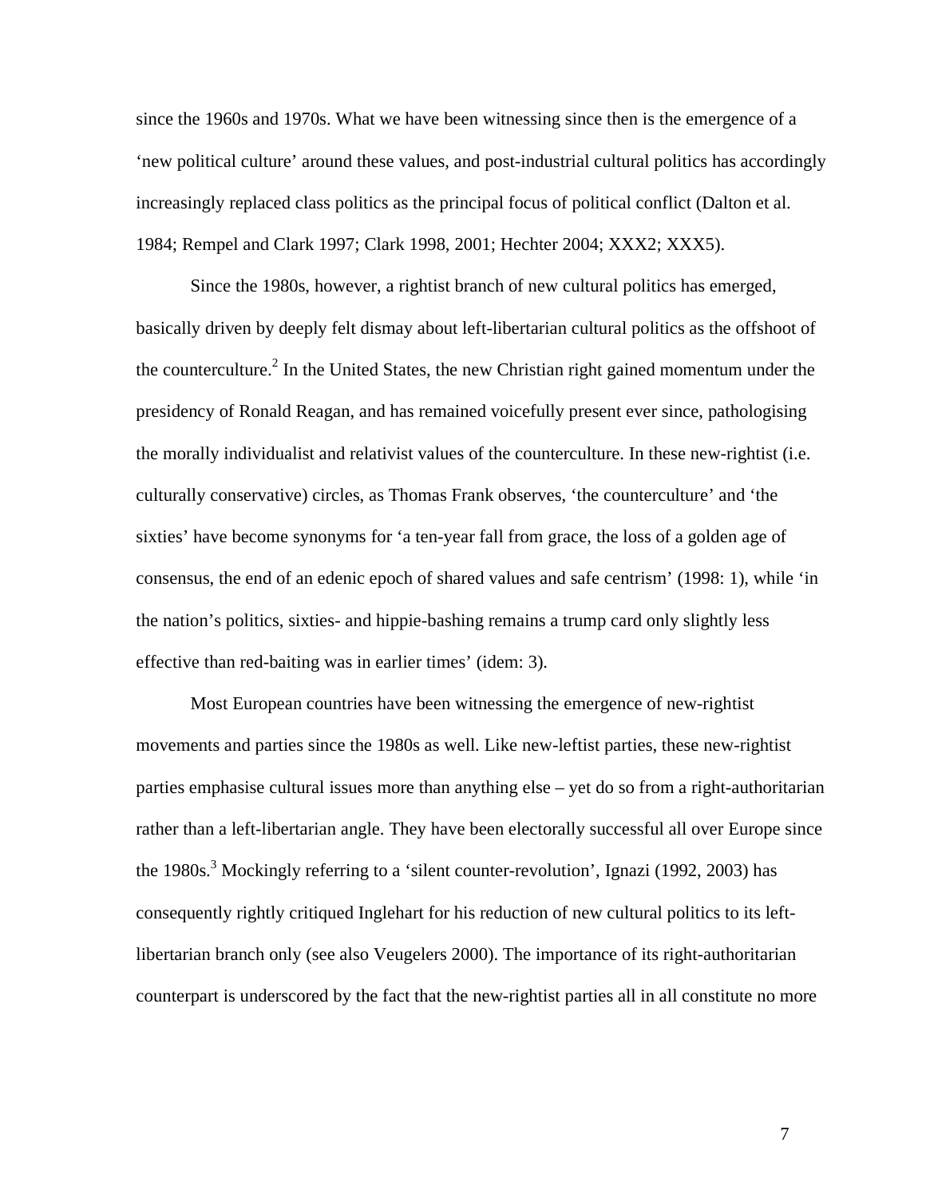since the 1960s and 1970s. What we have been witnessing since then is the emergence of a 'new political culture' around these values, and post-industrial cultural politics has accordingly increasingly replaced class politics as the principal focus of political conflict (Dalton et al. 1984; Rempel and Clark 1997; Clark 1998, 2001; Hechter 2004; XXX2; XXX5).

Since the 1980s, however, a rightist branch of new cultural politics has emerged, basically driven by deeply felt dismay about left-libertarian cultural politics as the offshoot of the counterculture.[2] In the United States, the new Christian right gained momentum under the presidency of Ronald Reagan, and has remained voicefully present ever since, pathologising the morally individualist and relativist values of the counterculture. In these new-rightist (i.e. culturally conservative) circles, as Thomas Frank observes, 'the counterculture' and 'the sixties' have become synonyms for 'a ten-year fall from grace, the loss of a golden age of consensus, the end of an edenic epoch of shared values and safe centrism' (1998: 1), while 'in the nation's politics, sixties- and hippie-bashing remains a trump card only slightly less effective than red-baiting was in earlier times' (idem: 3).

Most European countries have been witnessing the emergence of new-rightist movements and parties since the 1980s as well. Like new-leftist parties, these new-rightist parties emphasise cultural issues more than anything else – yet do so from a right-authoritarian rather than a left-libertarian angle. They have been electorally successful all over Europe since the 1980s.[3] Mockingly referring to a 'silent counter-revolution', Ignazi (1992, 2003) has consequently rightly critiqued Inglehart for his reduction of new cultural politics to its left-libertarian branch only (see also Veugelers 2000). The importance of its right-authoritarian counterpart is underscored by the fact that the new-rightist parties all in all constitute no more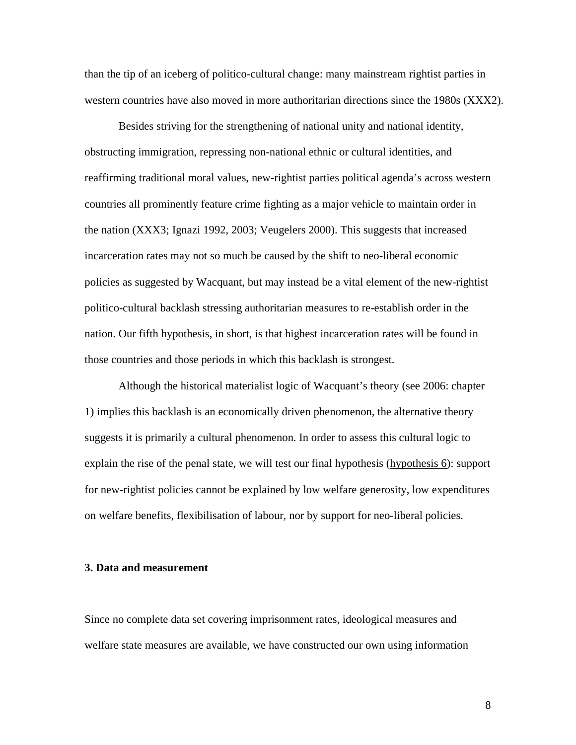than the tip of an iceberg of politico-cultural change: many mainstream rightist parties in western countries have also moved in more authoritarian directions since the 1980s (XXX2).

Besides striving for the strengthening of national unity and national identity, obstructing immigration, repressing non-national ethnic or cultural identities, and reaffirming traditional moral values, new-rightist parties political agenda's across western countries all prominently feature crime fighting as a major vehicle to maintain order in the nation (XXX3; Ignazi 1992, 2003; Veugelers 2000). This suggests that increased incarceration rates may not so much be caused by the shift to neo-liberal economic policies as suggested by Wacquant, but may instead be a vital element of the new-rightist politico-cultural backlash stressing authoritarian measures to re-establish order in the nation. Our <u>fifth hypothesis</u>, in short, is that highest incarceration rates will be found in those countries and those periods in which this backlash is strongest.

Although the historical materialist logic of Wacquant's theory (see 2006: chapter 1) implies this backlash is an economically driven phenomenon, the alternative theory suggests it is primarily a cultural phenomenon. In order to assess this cultural logic to explain the rise of the penal state, we will test our final hypothesis (<u>hypothesis 6</u>): support for new-rightist policies cannot be explained by low welfare generosity, low expenditures on welfare benefits, flexibilisation of labour, nor by support for neo-liberal policies.

### 3. Data and measurement

Since no complete data set covering imprisonment rates, ideological measures and welfare state measures are available, we have constructed our own using information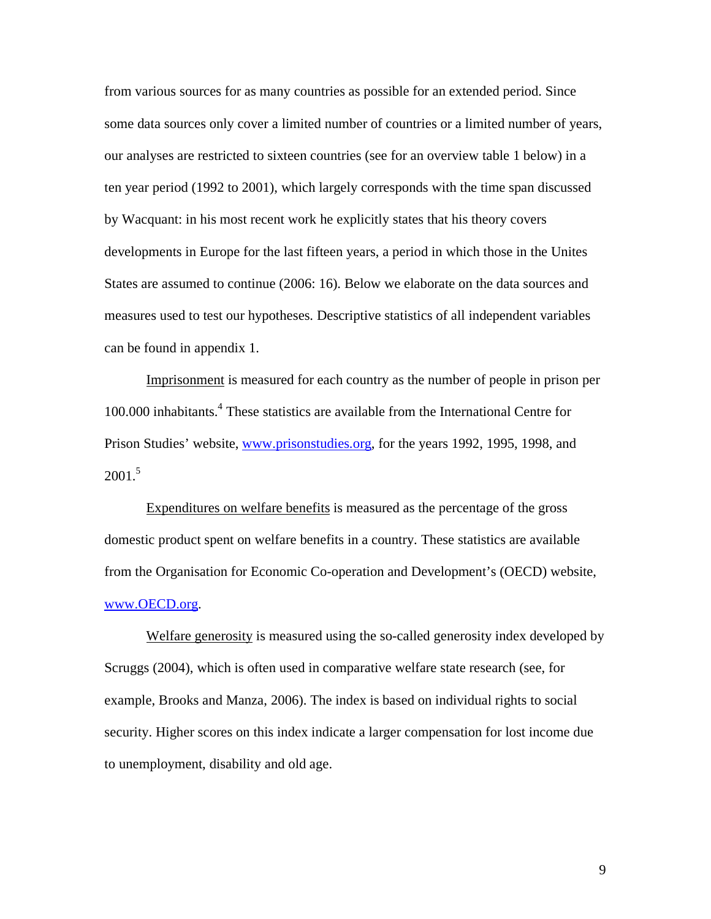from various sources for as many countries as possible for an extended period. Since some data sources only cover a limited number of countries or a limited number of years, our analyses are restricted to sixteen countries (see for an overview table 1 below) in a ten year period (1992 to 2001), which largely corresponds with the time span discussed by Wacquant: in his most recent work he explicitly states that his theory covers developments in Europe for the last fifteen years, a period in which those in the Unites States are assumed to continue (2006: 16). Below we elaborate on the data sources and measures used to test our hypotheses. Descriptive statistics of all independent variables can be found in appendix 1.

Imprisonment is measured for each country as the number of people in prison per 100.000 inhabitants.[4] These statistics are available from the International Centre for Prison Studies' website, www.prisonstudies.org, for the years 1992, 1995, 1998, and 2001.[5]

Expenditures on welfare benefits is measured as the percentage of the gross domestic product spent on welfare benefits in a country. These statistics are available from the Organisation for Economic Co-operation and Development's (OECD) website, www.OECD.org.

Welfare generosity is measured using the so-called generosity index developed by Scruggs (2004), which is often used in comparative welfare state research (see, for example, Brooks and Manza, 2006). The index is based on individual rights to social security. Higher scores on this index indicate a larger compensation for lost income due to unemployment, disability and old age.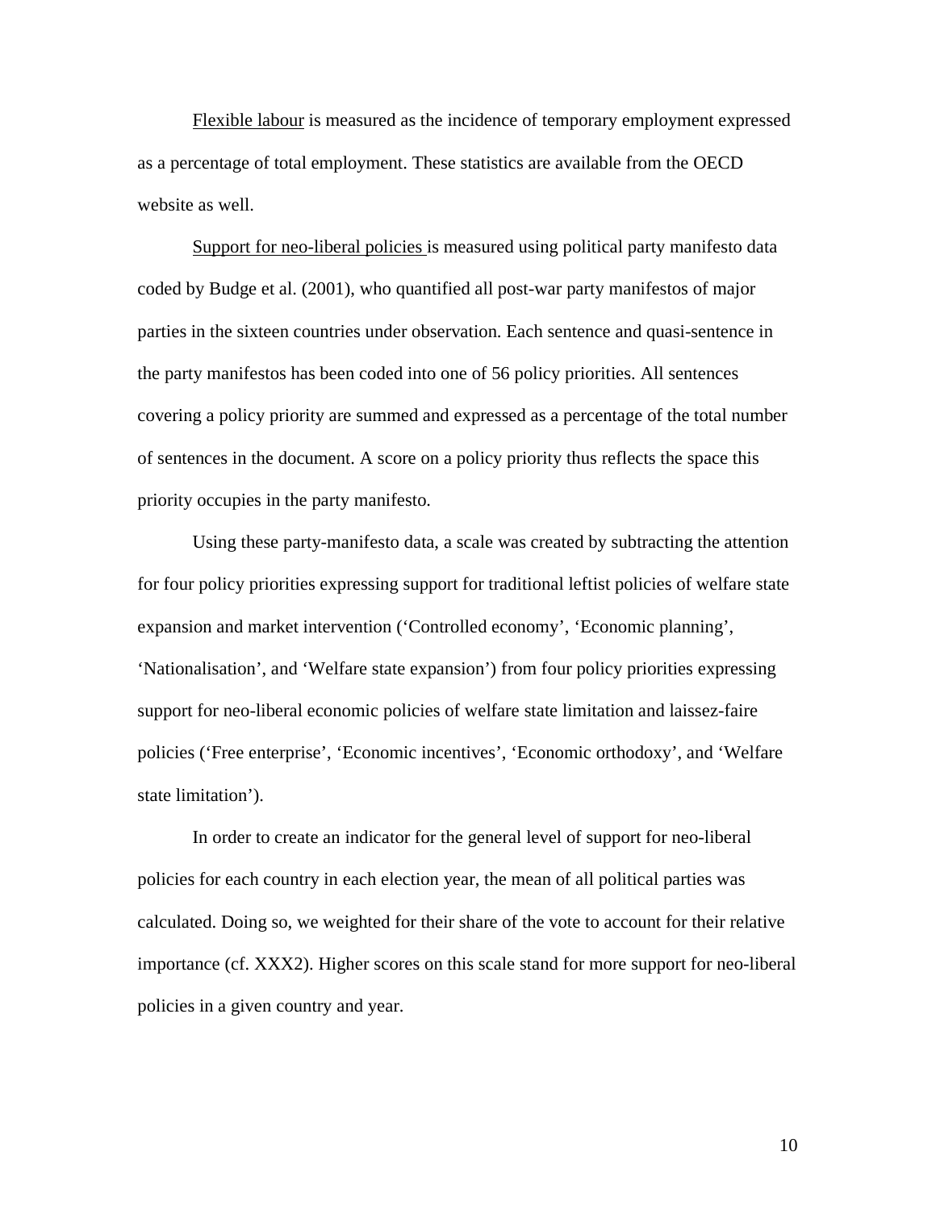Flexible labour is measured as the incidence of temporary employment expressed as a percentage of total employment. These statistics are available from the OECD website as well.

Support for neo-liberal policies is measured using political party manifesto data coded by Budge et al. (2001), who quantified all post-war party manifestos of major parties in the sixteen countries under observation. Each sentence and quasi-sentence in the party manifestos has been coded into one of 56 policy priorities. All sentences covering a policy priority are summed and expressed as a percentage of the total number of sentences in the document. A score on a policy priority thus reflects the space this priority occupies in the party manifesto.

Using these party-manifesto data, a scale was created by subtracting the attention for four policy priorities expressing support for traditional leftist policies of welfare state expansion and market intervention ('Controlled economy', 'Economic planning', 'Nationalisation', and 'Welfare state expansion') from four policy priorities expressing support for neo-liberal economic policies of welfare state limitation and laissez-faire policies ('Free enterprise', 'Economic incentives', 'Economic orthodoxy', and 'Welfare state limitation').

In order to create an indicator for the general level of support for neo-liberal policies for each country in each election year, the mean of all political parties was calculated. Doing so, we weighted for their share of the vote to account for their relative importance (cf. XXX2). Higher scores on this scale stand for more support for neo-liberal policies in a given country and year.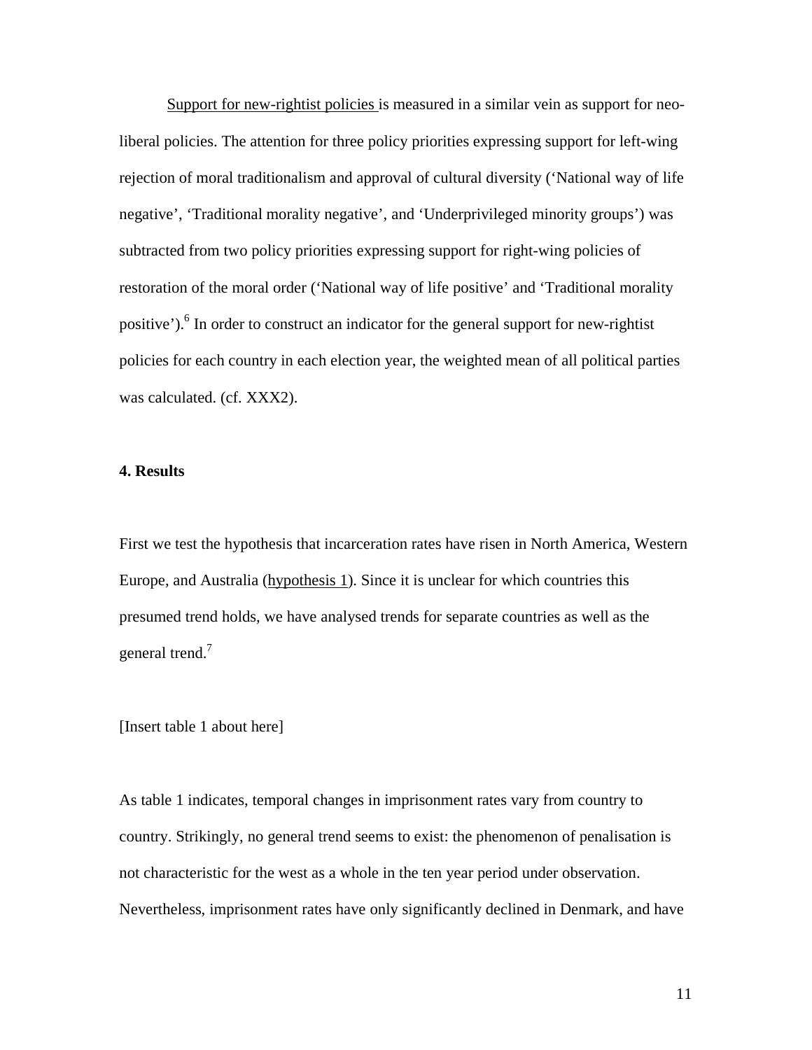Support for new-rightist policies is measured in a similar vein as support for neo-liberal policies. The attention for three policy priorities expressing support for left-wing rejection of moral traditionalism and approval of cultural diversity (‘National way of life negative’, ‘Traditional morality negative’, and ‘Underprivileged minority groups’) was subtracted from two policy priorities expressing support for right-wing policies of restoration of the moral order (‘National way of life positive’ and ‘Traditional morality positive’).[6] In order to construct an indicator for the general support for new-rightist policies for each country in each election year, the weighted mean of all political parties was calculated. (cf. XXX2).

**4. Results**

First we test the hypothesis that incarceration rates have risen in North America, Western Europe, and Australia (hypothesis 1). Since it is unclear for which countries this presumed trend holds, we have analysed trends for separate countries as well as the general trend.[7]

[Insert table 1 about here]

As table 1 indicates, temporal changes in imprisonment rates vary from country to country. Strikingly, no general trend seems to exist: the phenomenon of penalisation is not characteristic for the west as a whole in the ten year period under observation. Nevertheless, imprisonment rates have only significantly declined in Denmark, and have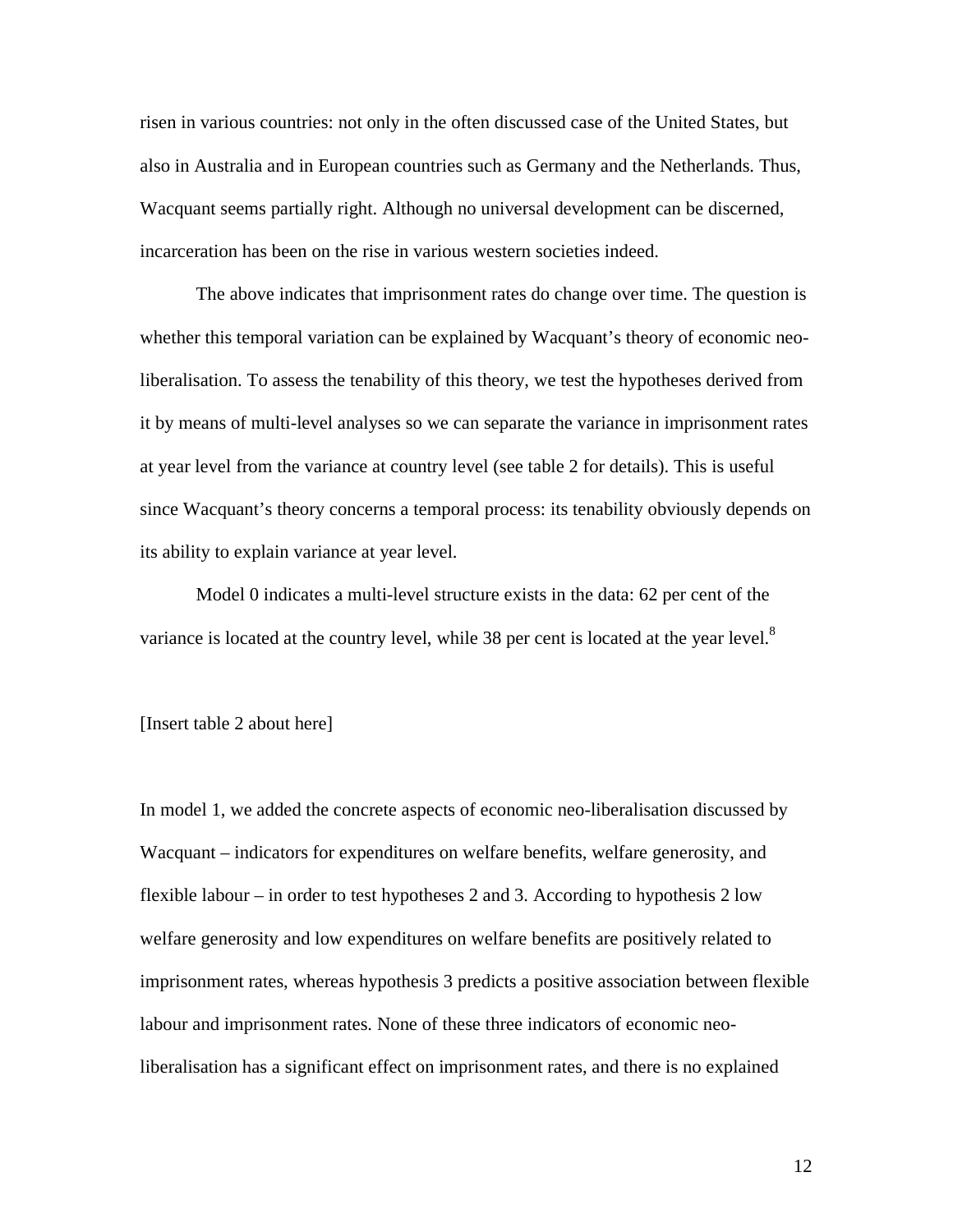risen in various countries: not only in the often discussed case of the United States, but also in Australia and in European countries such as Germany and the Netherlands. Thus, Wacquant seems partially right. Although no universal development can be discerned, incarceration has been on the rise in various western societies indeed.

The above indicates that imprisonment rates do change over time. The question is whether this temporal variation can be explained by Wacquant's theory of economic neo-liberalisation. To assess the tenability of this theory, we test the hypotheses derived from it by means of multi-level analyses so we can separate the variance in imprisonment rates at year level from the variance at country level (see table 2 for details). This is useful since Wacquant's theory concerns a temporal process: its tenability obviously depends on its ability to explain variance at year level.

Model 0 indicates a multi-level structure exists in the data: 62 per cent of the variance is located at the country level, while 38 per cent is located at the year level.[8]

[Insert table 2 about here]

In model 1, we added the concrete aspects of economic neo-liberalisation discussed by Wacquant – indicators for expenditures on welfare benefits, welfare generosity, and flexible labour – in order to test hypotheses 2 and 3. According to hypothesis 2 low welfare generosity and low expenditures on welfare benefits are positively related to imprisonment rates, whereas hypothesis 3 predicts a positive association between flexible labour and imprisonment rates. None of these three indicators of economic neo-liberalisation has a significant effect on imprisonment rates, and there is no explained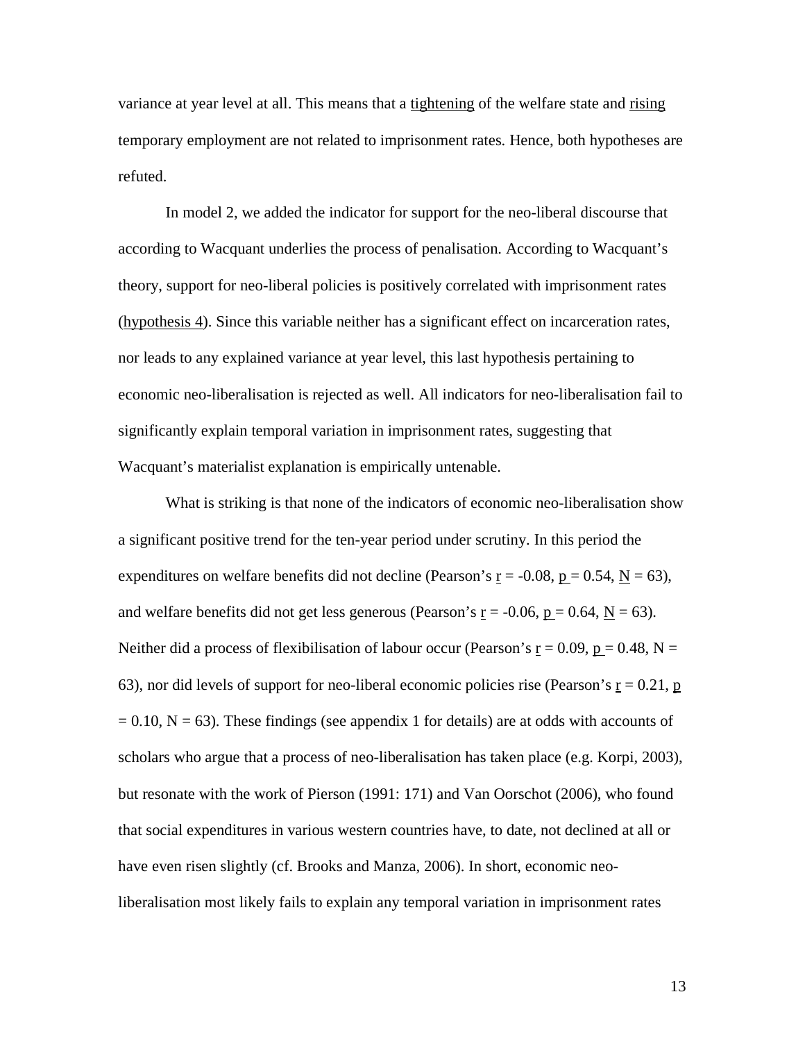variance at year level at all. This means that a tightening of the welfare state and rising temporary employment are not related to imprisonment rates. Hence, both hypotheses are refuted.

In model 2, we added the indicator for support for the neo-liberal discourse that according to Wacquant underlies the process of penalisation. According to Wacquant's theory, support for neo-liberal policies is positively correlated with imprisonment rates (hypothesis 4). Since this variable neither has a significant effect on incarceration rates, nor leads to any explained variance at year level, this last hypothesis pertaining to economic neo-liberalisation is rejected as well. All indicators for neo-liberalisation fail to significantly explain temporal variation in imprisonment rates, suggesting that Wacquant's materialist explanation is empirically untenable.

What is striking is that none of the indicators of economic neo-liberalisation show a significant positive trend for the ten-year period under scrutiny. In this period the expenditures on welfare benefits did not decline (Pearson's $r = -0.08$, $p = 0.54$, $N = 63$), and welfare benefits did not get less generous (Pearson's $r = -0.06$, $p = 0.64$, $N = 63$). Neither did a process of flexibilisation of labour occur (Pearson's $r = 0.09$, $p = 0.48$, $N = 63$), nor did levels of support for neo-liberal economic policies rise (Pearson's $r = 0.21$, $p = 0.10$, $N = 63$). These findings (see appendix 1 for details) are at odds with accounts of scholars who argue that a process of neo-liberalisation has taken place (e.g. Korpi, 2003), but resonate with the work of Pierson (1991: 171) and Van Oorschot (2006), who found that social expenditures in various western countries have, to date, not declined at all or have even risen slightly (cf. Brooks and Manza, 2006). In short, economic neo-liberalisation most likely fails to explain any temporal variation in imprisonment rates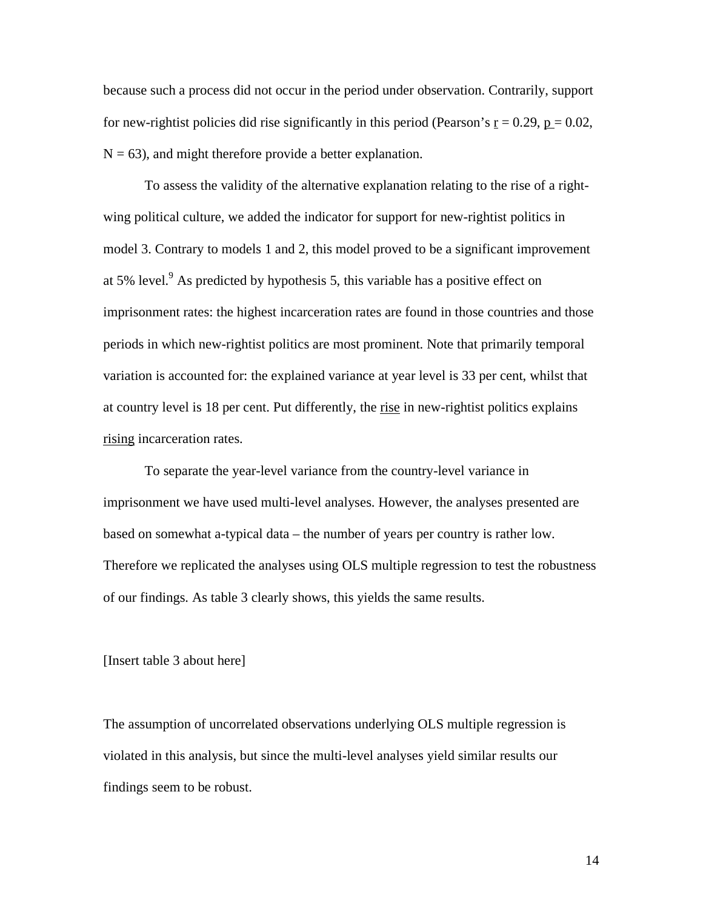because such a process did not occur in the period under observation. Contrarily, support for new-rightist policies did rise significantly in this period (Pearson's $r = 0.29$, $p = 0.02$, $N = 63$), and might therefore provide a better explanation.

To assess the validity of the alternative explanation relating to the rise of a right-wing political culture, we added the indicator for support for new-rightist politics in model 3. Contrary to models 1 and 2, this model proved to be a significant improvement at 5% level.[9] As predicted by hypothesis 5, this variable has a positive effect on imprisonment rates: the highest incarceration rates are found in those countries and those periods in which new-rightist politics are most prominent. Note that primarily temporal variation is accounted for: the explained variance at year level is 33 per cent, whilst that at country level is 18 per cent. Put differently, the rise in new-rightist politics explains rising incarceration rates.

To separate the year-level variance from the country-level variance in imprisonment we have used multi-level analyses. However, the analyses presented are based on somewhat a-typical data – the number of years per country is rather low. Therefore we replicated the analyses using OLS multiple regression to test the robustness of our findings. As table 3 clearly shows, this yields the same results.

[Insert table 3 about here]

The assumption of uncorrelated observations underlying OLS multiple regression is violated in this analysis, but since the multi-level analyses yield similar results our findings seem to be robust.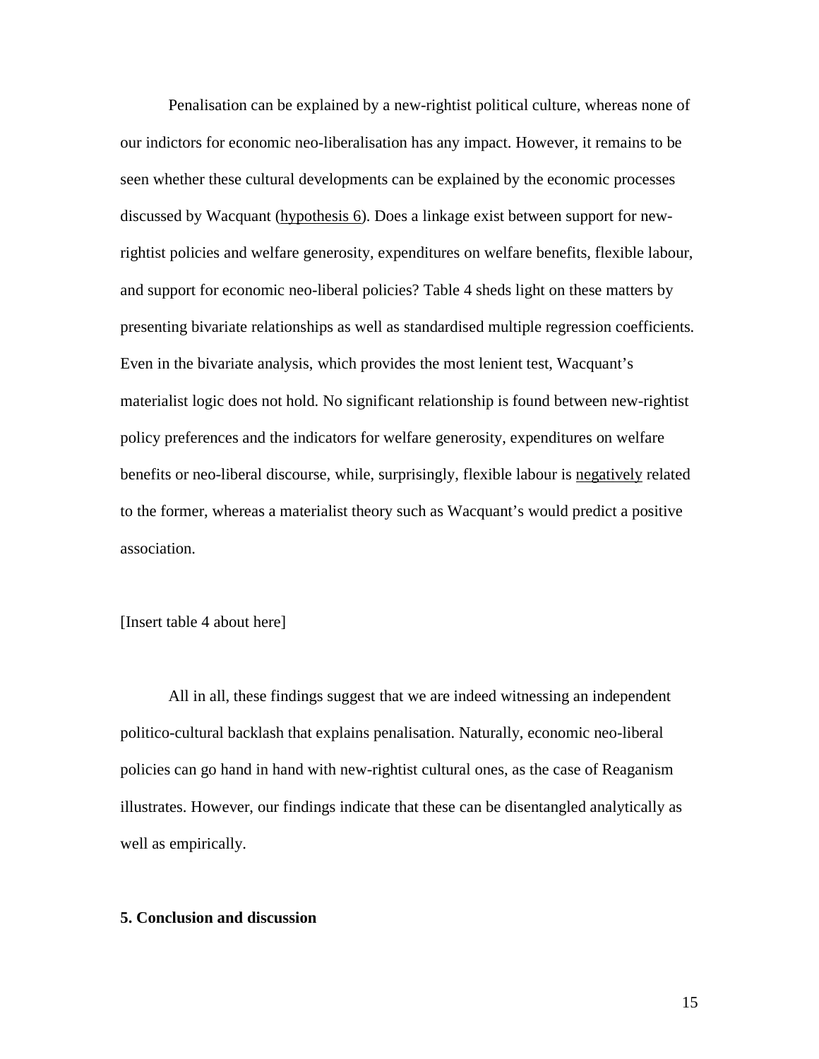Penalisation can be explained by a new-rightist political culture, whereas none of our indictors for economic neo-liberalisation has any impact. However, it remains to be seen whether these cultural developments can be explained by the economic processes discussed by Wacquant (hypothesis 6). Does a linkage exist between support for new-rightist policies and welfare generosity, expenditures on welfare benefits, flexible labour, and support for economic neo-liberal policies? Table 4 sheds light on these matters by presenting bivariate relationships as well as standardised multiple regression coefficients. Even in the bivariate analysis, which provides the most lenient test, Wacquant's materialist logic does not hold. No significant relationship is found between new-rightist policy preferences and the indicators for welfare generosity, expenditures on welfare benefits or neo-liberal discourse, while, surprisingly, flexible labour is negatively related to the former, whereas a materialist theory such as Wacquant's would predict a positive association.

[Insert table 4 about here]

All in all, these findings suggest that we are indeed witnessing an independent politico-cultural backlash that explains penalisation. Naturally, economic neo-liberal policies can go hand in hand with new-rightist cultural ones, as the case of Reaganism illustrates. However, our findings indicate that these can be disentangled analytically as well as empirically.

**5. Conclusion and discussion**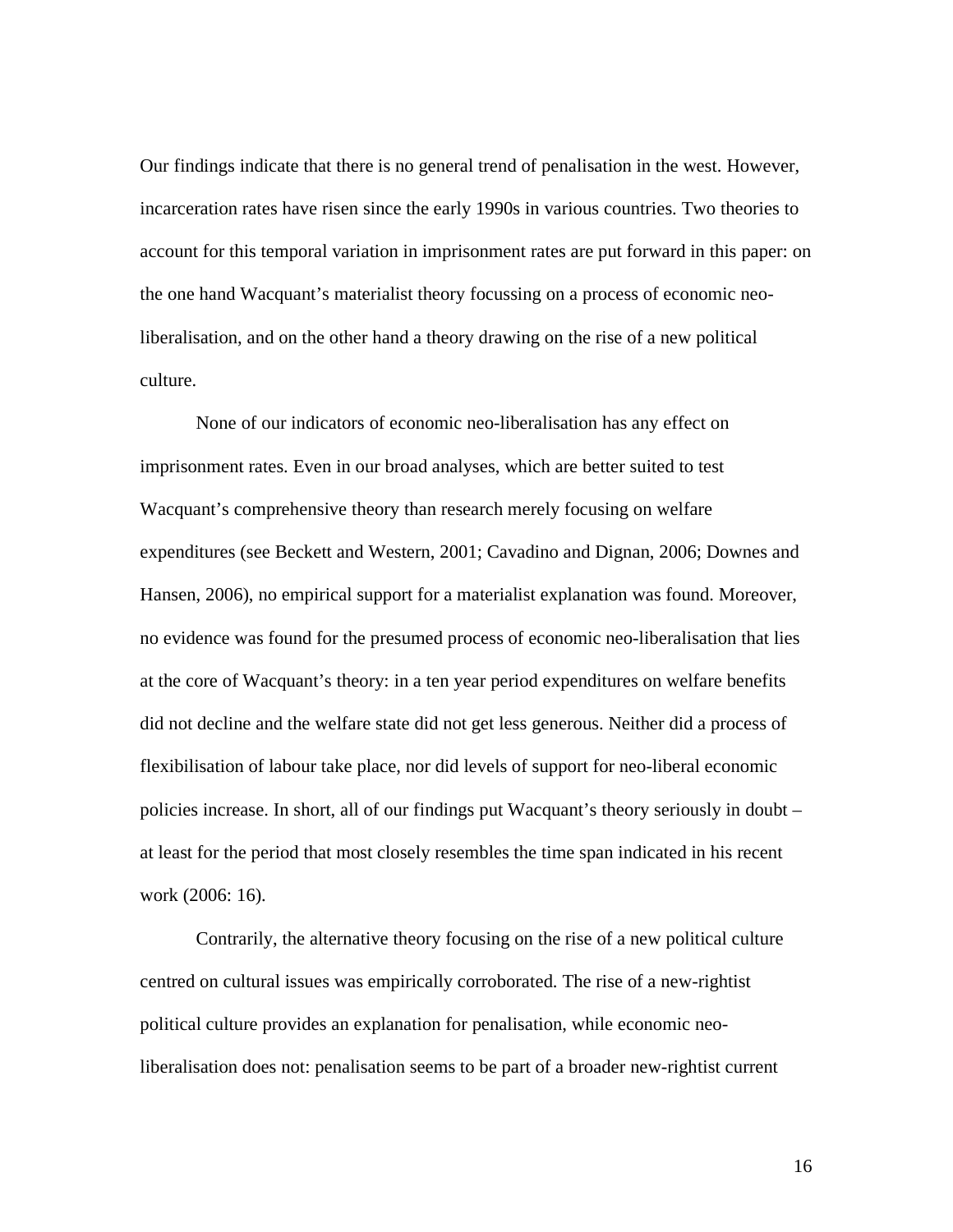Our findings indicate that there is no general trend of penalisation in the west. However, incarceration rates have risen since the early 1990s in various countries. Two theories to account for this temporal variation in imprisonment rates are put forward in this paper: on the one hand Wacquant's materialist theory focussing on a process of economic neo-liberalisation, and on the other hand a theory drawing on the rise of a new political culture.

None of our indicators of economic neo-liberalisation has any effect on imprisonment rates. Even in our broad analyses, which are better suited to test Wacquant's comprehensive theory than research merely focusing on welfare expenditures (see Beckett and Western, 2001; Cavadino and Dignan, 2006; Downes and Hansen, 2006), no empirical support for a materialist explanation was found. Moreover, no evidence was found for the presumed process of economic neo-liberalisation that lies at the core of Wacquant's theory: in a ten year period expenditures on welfare benefits did not decline and the welfare state did not get less generous. Neither did a process of flexibilisation of labour take place, nor did levels of support for neo-liberal economic policies increase. In short, all of our findings put Wacquant's theory seriously in doubt – at least for the period that most closely resembles the time span indicated in his recent work (2006: 16).

Contrarily, the alternative theory focusing on the rise of a new political culture centred on cultural issues was empirically corroborated. The rise of a new-rightist political culture provides an explanation for penalisation, while economic neo-liberalisation does not: penalisation seems to be part of a broader new-rightist current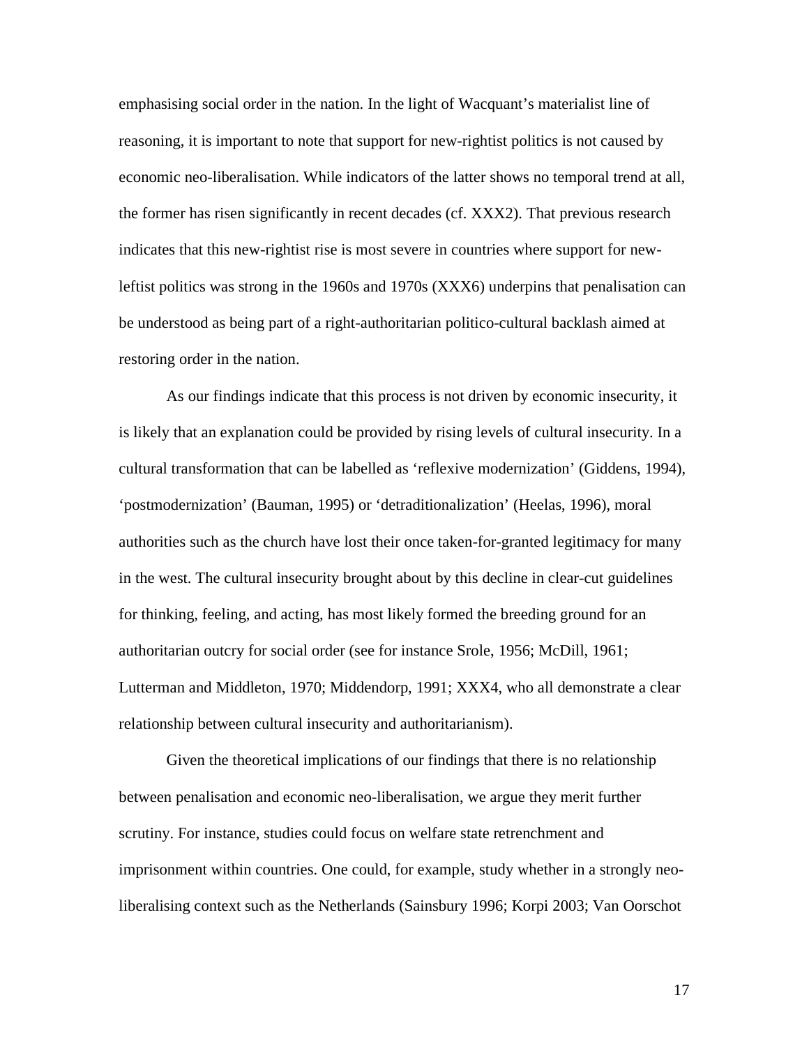emphasising social order in the nation. In the light of Wacquant's materialist line of reasoning, it is important to note that support for new-rightist politics is not caused by economic neo-liberalisation. While indicators of the latter shows no temporal trend at all, the former has risen significantly in recent decades (cf. XXX2). That previous research indicates that this new-rightist rise is most severe in countries where support for new-leftist politics was strong in the 1960s and 1970s (XXX6) underpins that penalisation can be understood as being part of a right-authoritarian politico-cultural backlash aimed at restoring order in the nation.

As our findings indicate that this process is not driven by economic insecurity, it is likely that an explanation could be provided by rising levels of cultural insecurity. In a cultural transformation that can be labelled as 'reflexive modernization' (Giddens, 1994), 'postmodernization' (Bauman, 1995) or 'detraditionalization' (Heelas, 1996), moral authorities such as the church have lost their once taken-for-granted legitimacy for many in the west. The cultural insecurity brought about by this decline in clear-cut guidelines for thinking, feeling, and acting, has most likely formed the breeding ground for an authoritarian outcry for social order (see for instance Srole, 1956; McDill, 1961; Lutterman and Middleton, 1970; Middendorp, 1991; XXX4, who all demonstrate a clear relationship between cultural insecurity and authoritarianism).

Given the theoretical implications of our findings that there is no relationship between penalisation and economic neo-liberalisation, we argue they merit further scrutiny. For instance, studies could focus on welfare state retrenchment and imprisonment within countries. One could, for example, study whether in a strongly neo-liberalising context such as the Netherlands (Sainsbury 1996; Korpi 2003; Van Oorschot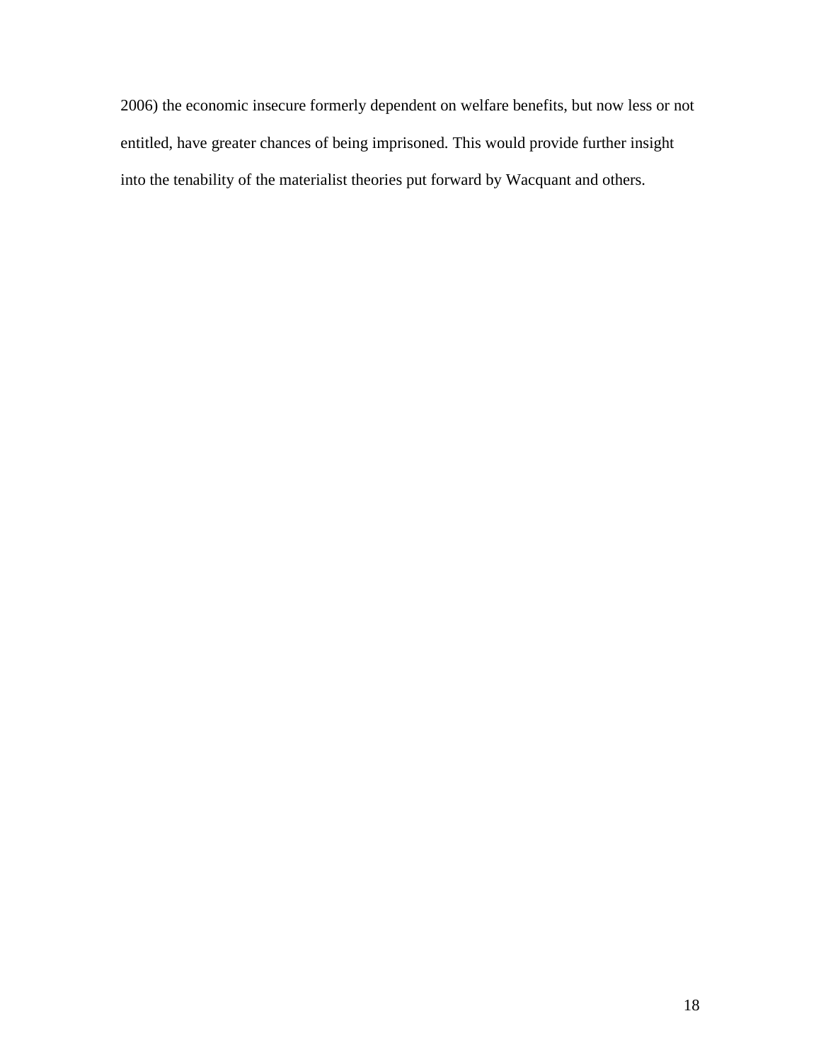2006) the economic insecure formerly dependent on welfare benefits, but now less or not entitled, have greater chances of being imprisoned. This would provide further insight into the tenability of the materialist theories put forward by Wacquant and others.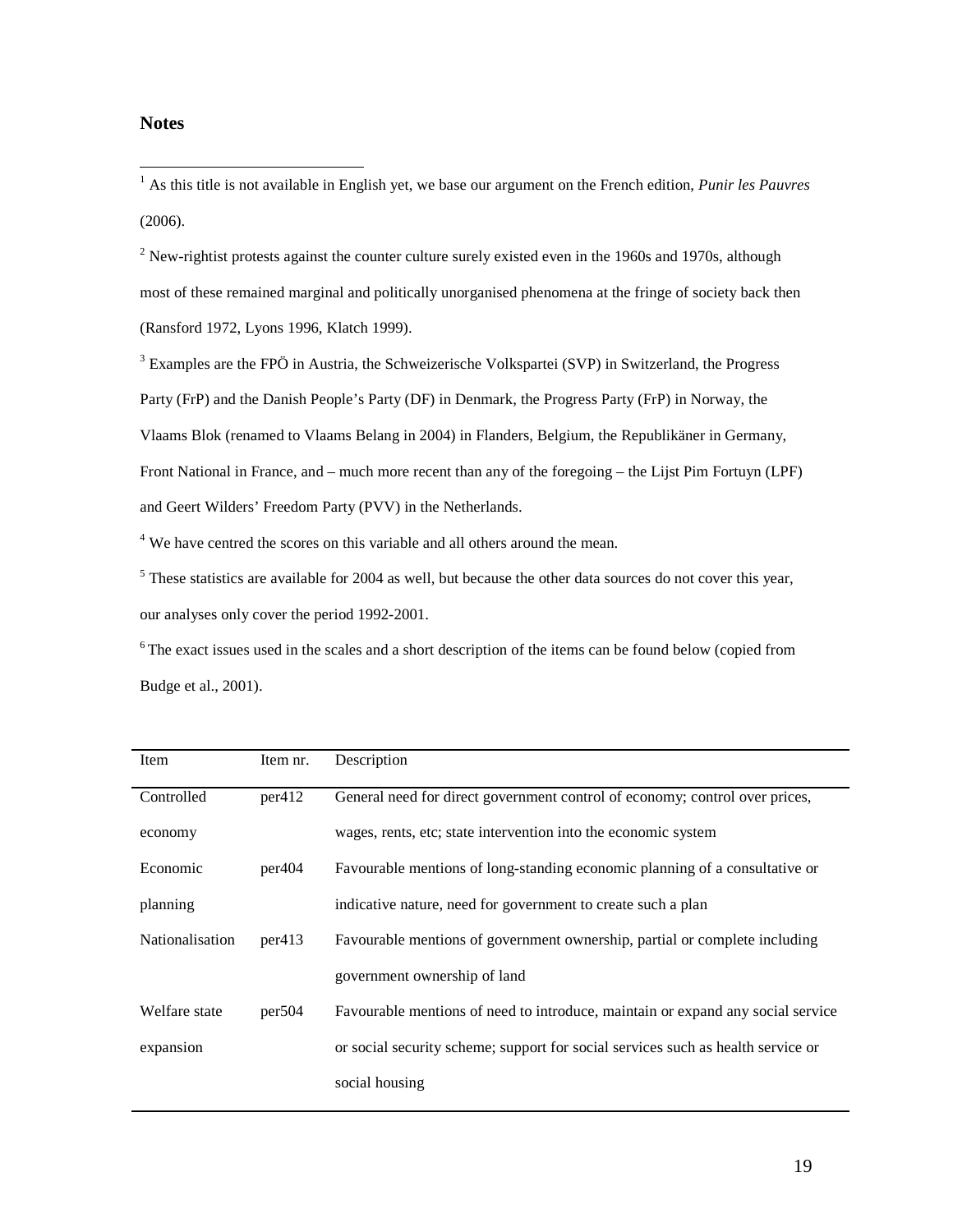## Notes

[1] As this title is not available in English yet, we base our argument on the French edition, *Punir les Pauvres* (2006).

[2] New-rightist protests against the counter culture surely existed even in the 1960s and 1970s, although most of these remained marginal and politically unorganised phenomena at the fringe of society back then (Ransford 1972, Lyons 1996, Klatch 1999).

[3] Examples are the FPÖ in Austria, the Schweizerische Volkspartei (SVP) in Switzerland, the Progress Party (FrP) and the Danish People's Party (DF) in Denmark, the Progress Party (FrP) in Norway, the Vlaams Blok (renamed to Vlaams Belang in 2004) in Flanders, Belgium, the Republikäner in Germany, Front National in France, and – much more recent than any of the foregoing – the Lijst Pim Fortuyn (LPF) and Geert Wilders' Freedom Party (PVV) in the Netherlands.

[4] We have centred the scores on this variable and all others around the mean.

[5] These statistics are available for 2004 as well, but because the other data sources do not cover this year, our analyses only cover the period 1992-2001.

[6] The exact issues used in the scales and a short description of the items can be found below (copied from Budge et al., 2001).

| Item | Item nr. | Description |
|---|---|---|
| Controlled economy | per412 | General need for direct government control of economy; control over prices, wages, rents, etc; state intervention into the economic system |
| Economic planning | per404 | Favourable mentions of long-standing economic planning of a consultative or indicative nature, need for government to create such a plan |
| Nationalisation | per413 | Favourable mentions of government ownership, partial or complete including government ownership of land |
| Welfare state expansion | per504 | Favourable mentions of need to introduce, maintain or expand any social service or social security scheme; support for social services such as health service or social housing |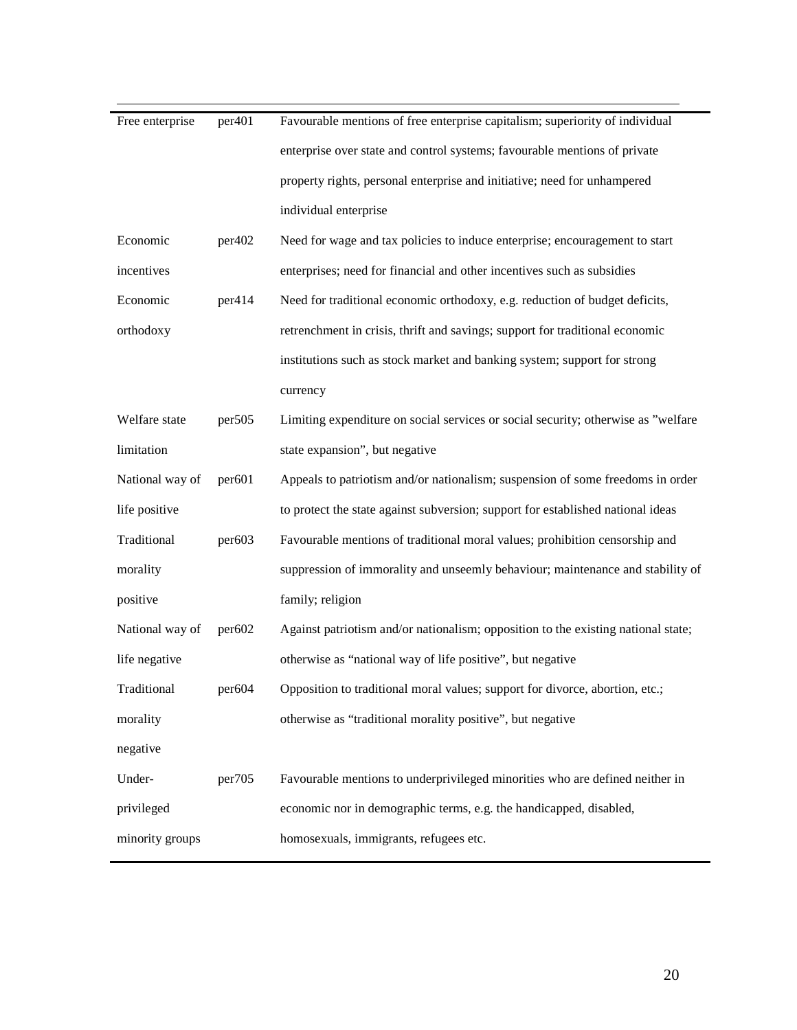| | | |
|---|---|---|
| Free enterprise | per401 | Favourable mentions of free enterprise capitalism; superiority of individual enterprise over state and control systems; favourable mentions of private property rights, personal enterprise and initiative; need for unhampered individual enterprise |
| Economic incentives | per402 | Need for wage and tax policies to induce enterprise; encouragement to start enterprises; need for financial and other incentives such as subsidies |
| Economic orthodoxy | per414 | Need for traditional economic orthodoxy, e.g. reduction of budget deficits, retrenchment in crisis, thrift and savings; support for traditional economic institutions such as stock market and banking system; support for strong currency |
| Welfare state limitation | per505 | Limiting expenditure on social services or social security; otherwise as "welfare state expansion", but negative |
| National way of life positive | per601 | Appeals to patriotism and/or nationalism; suspension of some freedoms in order to protect the state against subversion; support for established national ideas |
| Traditional morality positive | per603 | Favourable mentions of traditional moral values; prohibition censorship and suppression of immorality and unseemly behaviour; maintenance and stability of family; religion |
| National way of life negative | per602 | Against patriotism and/or nationalism; opposition to the existing national state; otherwise as "national way of life positive", but negative |
| Traditional morality negative | per604 | Opposition to traditional moral values; support for divorce, abortion, etc.; otherwise as "traditional morality positive", but negative |
| Under-privileged minority groups | per705 | Favourable mentions to underprivileged minorities who are defined neither in economic nor in demographic terms, e.g. the handicapped, disabled, homosexuals, immigrants, refugees etc. |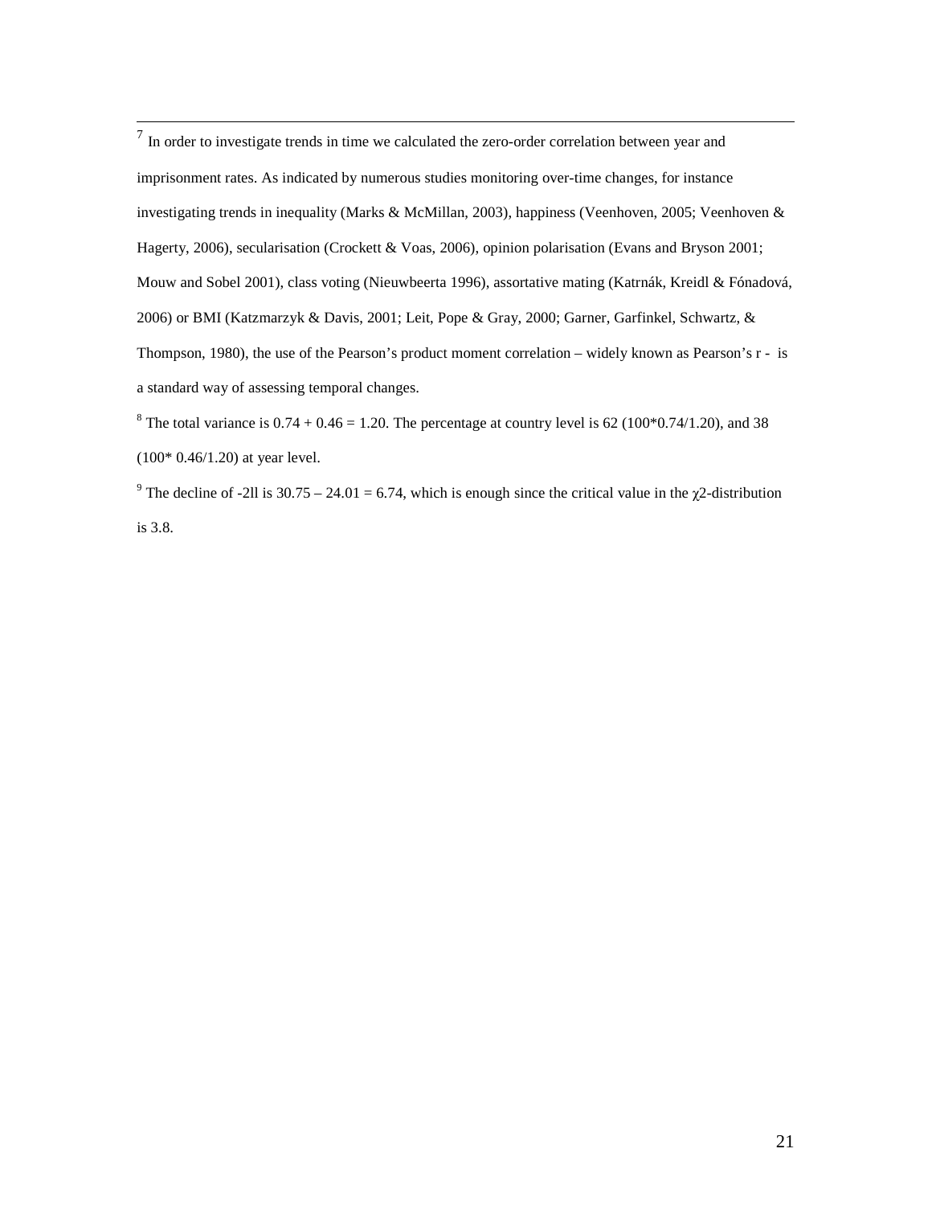[7] In order to investigate trends in time we calculated the zero-order correlation between year and imprisonment rates. As indicated by numerous studies monitoring over-time changes, for instance investigating trends in inequality (Marks & McMillan, 2003), happiness (Veenhoven, 2005; Veenhoven & Hagerty, 2006), secularisation (Crockett & Voas, 2006), opinion polarisation (Evans and Bryson 2001; Mouw and Sobel 2001), class voting (Nieuwbeerta 1996), assortative mating (Katrnák, Kreidl & Fónadová, 2006) or BMI (Katzmarzyk & Davis, 2001; Leit, Pope & Gray, 2000; Garner, Garfinkel, Schwartz, & Thompson, 1980), the use of the Pearson's product moment correlation – widely known as Pearson's r - is a standard way of assessing temporal changes.

[8] The total variance is $0.74 + 0.46 = 1.20$. The percentage at country level is 62 ($100*0.74/1.20$), and 38 ($100* 0.46/1.20$) at year level.

[9] The decline of -2ll is $30.75 – 24.01 = 6.74$, which is enough since the critical value in the $\chi 2$-distribution is 3.8.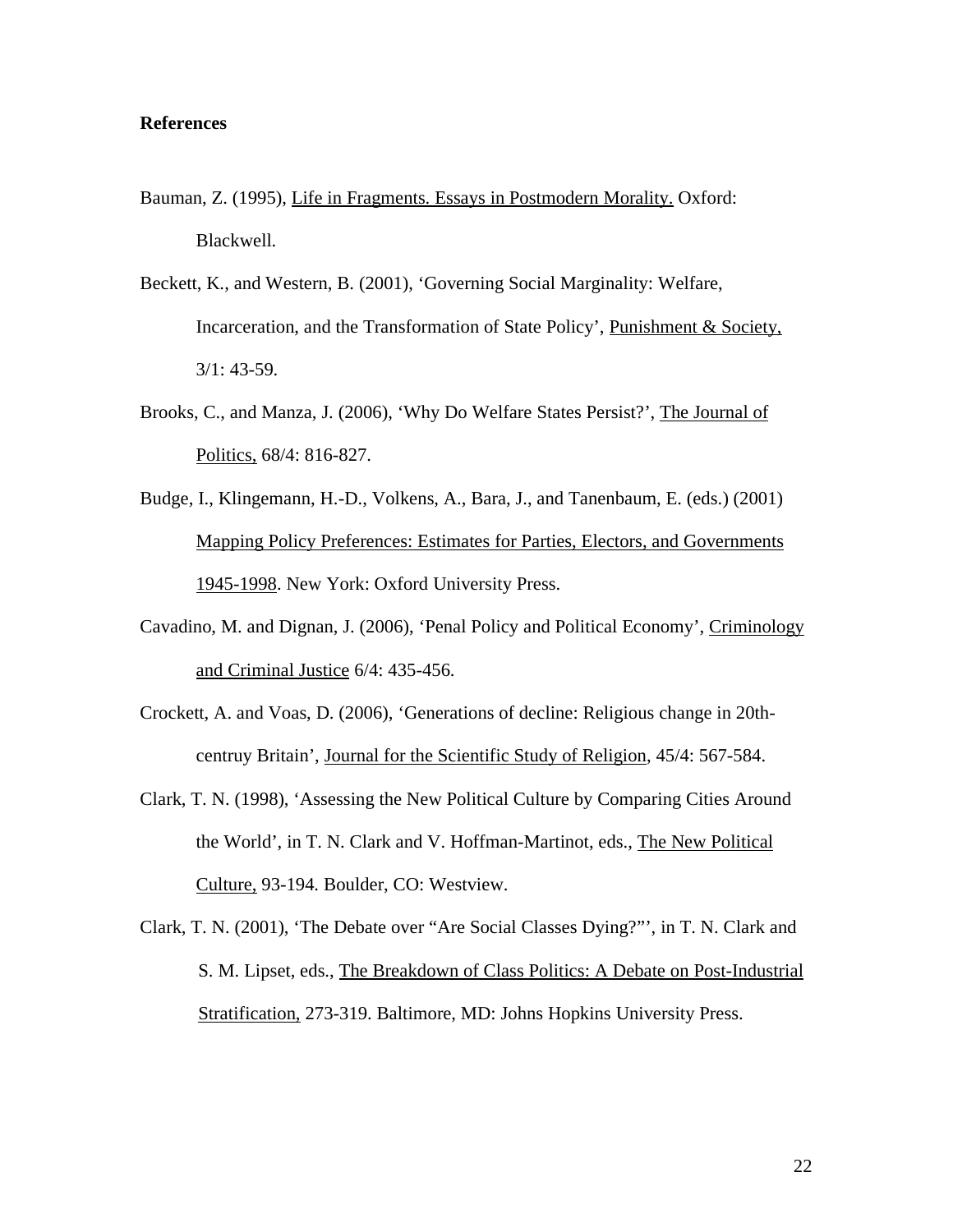**References**

Bauman, Z. (1995), Life in Fragments. Essays in Postmodern Morality. Oxford: Blackwell.

Beckett, K., and Western, B. (2001), 'Governing Social Marginality: Welfare, Incarceration, and the Transformation of State Policy', Punishment & Society, 3/1: 43-59.

Brooks, C., and Manza, J. (2006), 'Why Do Welfare States Persist?', The Journal of Politics, 68/4: 816-827.

Budge, I., Klingemann, H.-D., Volkens, A., Bara, J., and Tanenbaum, E. (eds.) (2001) Mapping Policy Preferences: Estimates for Parties, Electors, and Governments 1945-1998. New York: Oxford University Press.

Cavadino, M. and Dignan, J. (2006), 'Penal Policy and Political Economy', Criminology and Criminal Justice 6/4: 435-456.

Crockett, A. and Voas, D. (2006), 'Generations of decline: Religious change in 20th-centruy Britain', Journal for the Scientific Study of Religion, 45/4: 567-584.

Clark, T. N. (1998), 'Assessing the New Political Culture by Comparing Cities Around the World', in T. N. Clark and V. Hoffman-Martinot, eds., The New Political Culture, 93-194. Boulder, CO: Westview.

Clark, T. N. (2001), 'The Debate over "Are Social Classes Dying?"', in T. N. Clark and S. M. Lipset, eds., The Breakdown of Class Politics: A Debate on Post-Industrial Stratification, 273-319. Baltimore, MD: Johns Hopkins University Press.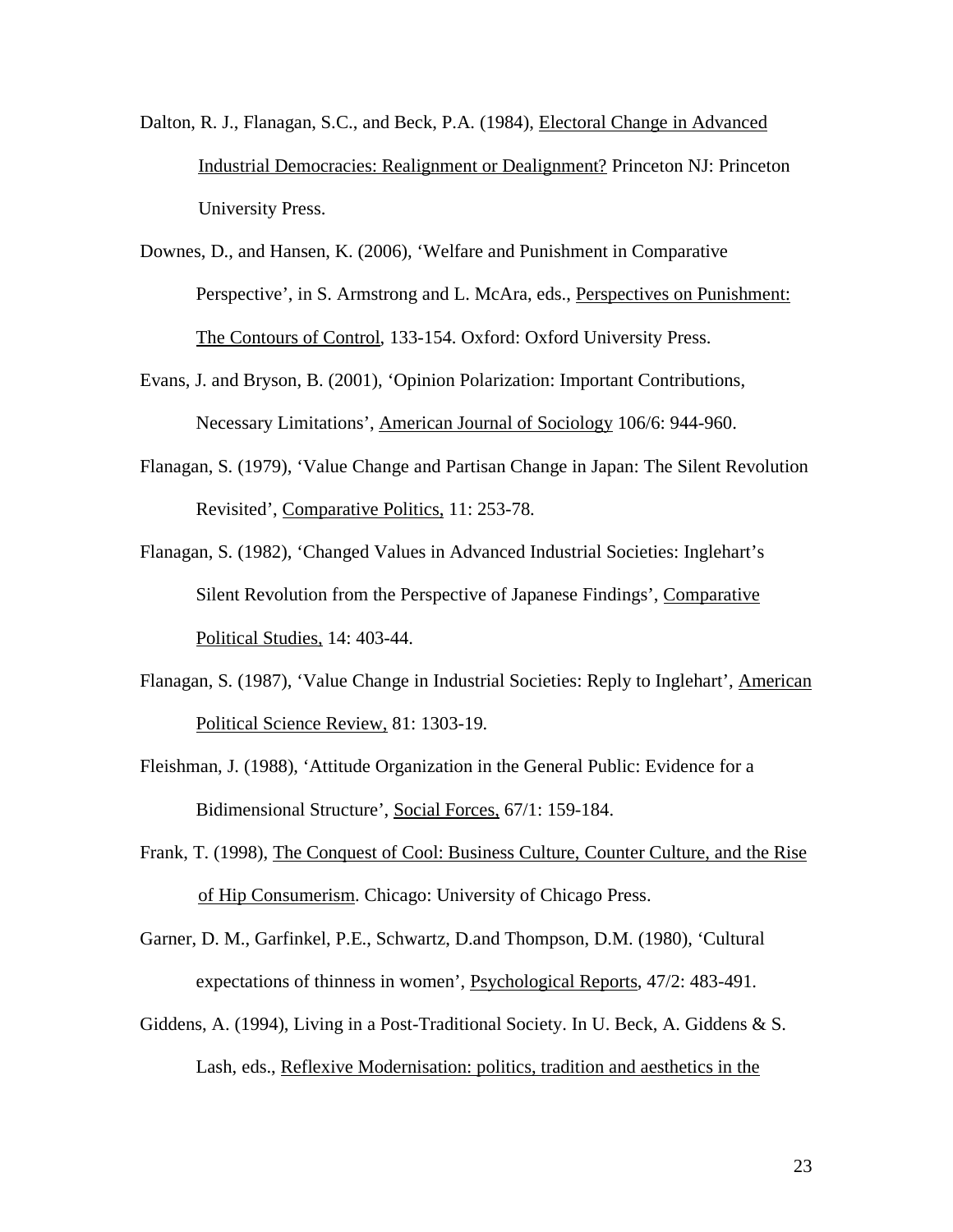Dalton, R. J., Flanagan, S.C., and Beck, P.A. (1984), Electoral Change in Advanced Industrial Democracies: Realignment or Dealignment? Princeton NJ: Princeton University Press.

Downes, D., and Hansen, K. (2006), 'Welfare and Punishment in Comparative Perspective', in S. Armstrong and L. McAra, eds., Perspectives on Punishment: The Contours of Control, 133-154. Oxford: Oxford University Press.

Evans, J. and Bryson, B. (2001), 'Opinion Polarization: Important Contributions, Necessary Limitations', American Journal of Sociology 106/6: 944-960.

Flanagan, S. (1979), 'Value Change and Partisan Change in Japan: The Silent Revolution Revisited', Comparative Politics, 11: 253-78.

Flanagan, S. (1982), 'Changed Values in Advanced Industrial Societies: Inglehart's Silent Revolution from the Perspective of Japanese Findings', Comparative Political Studies, 14: 403-44.

Flanagan, S. (1987), 'Value Change in Industrial Societies: Reply to Inglehart', American Political Science Review, 81: 1303-19.

Fleishman, J. (1988), 'Attitude Organization in the General Public: Evidence for a Bidimensional Structure', Social Forces, 67/1: 159-184.

Frank, T. (1998), The Conquest of Cool: Business Culture, Counter Culture, and the Rise of Hip Consumerism. Chicago: University of Chicago Press.

Garner, D. M., Garfinkel, P.E., Schwartz, D.and Thompson, D.M. (1980), 'Cultural expectations of thinness in women', Psychological Reports, 47/2: 483-491.

Giddens, A. (1994), Living in a Post-Traditional Society. In U. Beck, A. Giddens & S. Lash, eds., Reflexive Modernisation: politics, tradition and aesthetics in the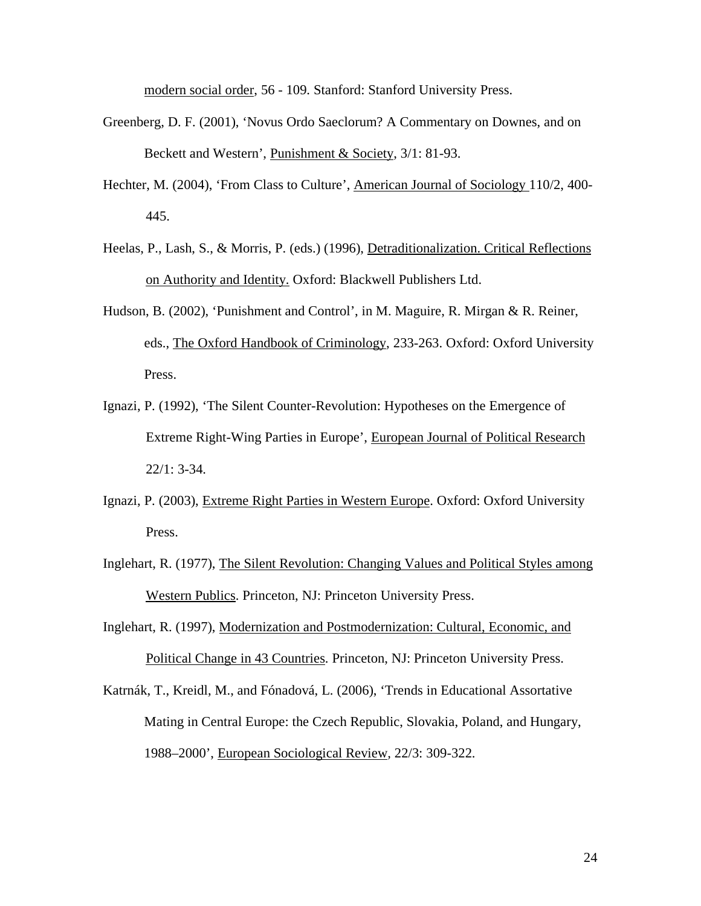modern social order, 56 - 109. Stanford: Stanford University Press.

Greenberg, D. F. (2001), 'Novus Ordo Saeclorum? A Commentary on Downes, and on Beckett and Western', Punishment & Society, 3/1: 81-93.

Hechter, M. (2004), 'From Class to Culture', American Journal of Sociology 110/2, 400-445.

Heelas, P., Lash, S., & Morris, P. (eds.) (1996), Detraditionalization. Critical Reflections on Authority and Identity. Oxford: Blackwell Publishers Ltd.

Hudson, B. (2002), 'Punishment and Control', in M. Maguire, R. Mirgan & R. Reiner, eds., The Oxford Handbook of Criminology, 233-263. Oxford: Oxford University Press.

Ignazi, P. (1992), 'The Silent Counter-Revolution: Hypotheses on the Emergence of Extreme Right-Wing Parties in Europe', European Journal of Political Research 22/1: 3-34.

Ignazi, P. (2003), Extreme Right Parties in Western Europe. Oxford: Oxford University Press.

Inglehart, R. (1977), The Silent Revolution: Changing Values and Political Styles among Western Publics. Princeton, NJ: Princeton University Press.

Inglehart, R. (1997), Modernization and Postmodernization: Cultural, Economic, and Political Change in 43 Countries. Princeton, NJ: Princeton University Press.

Katrnák, T., Kreidl, M., and Fónadová, L. (2006), 'Trends in Educational Assortative Mating in Central Europe: the Czech Republic, Slovakia, Poland, and Hungary, 1988–2000', European Sociological Review, 22/3: 309-322.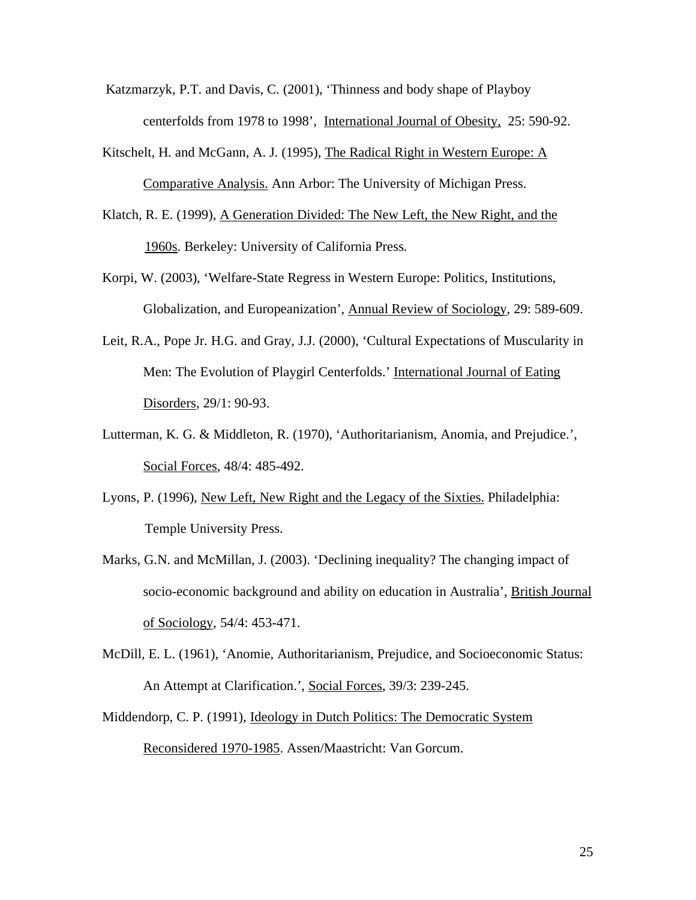Katzmarzyk, P.T. and Davis, C. (2001), 'Thinness and body shape of Playboy centerfolds from 1978 to 1998', International Journal of Obesity, 25: 590-92.

Kitschelt, H. and McGann, A. J. (1995), The Radical Right in Western Europe: A Comparative Analysis. Ann Arbor: The University of Michigan Press.

Klatch, R. E. (1999), A Generation Divided: The New Left, the New Right, and the 1960s. Berkeley: University of California Press.

Korpi, W. (2003), 'Welfare-State Regress in Western Europe: Politics, Institutions, Globalization, and Europeanization', Annual Review of Sociology, 29: 589-609.

Leit, R.A., Pope Jr. H.G. and Gray, J.J. (2000), 'Cultural Expectations of Muscularity in Men: The Evolution of Playgirl Centerfolds.' International Journal of Eating Disorders, 29/1: 90-93.

Lutterman, K. G. & Middleton, R. (1970), 'Authoritarianism, Anomia, and Prejudice.', Social Forces, 48/4: 485-492.

Lyons, P. (1996), New Left, New Right and the Legacy of the Sixties. Philadelphia: Temple University Press.

Marks, G.N. and McMillan, J. (2003). 'Declining inequality? The changing impact of socio-economic background and ability on education in Australia', British Journal of Sociology, 54/4: 453-471.

McDill, E. L. (1961), 'Anomie, Authoritarianism, Prejudice, and Socioeconomic Status: An Attempt at Clarification.', Social Forces, 39/3: 239-245.

Middendorp, C. P. (1991), Ideology in Dutch Politics: The Democratic System Reconsidered 1970-1985. Assen/Maastricht: Van Gorcum.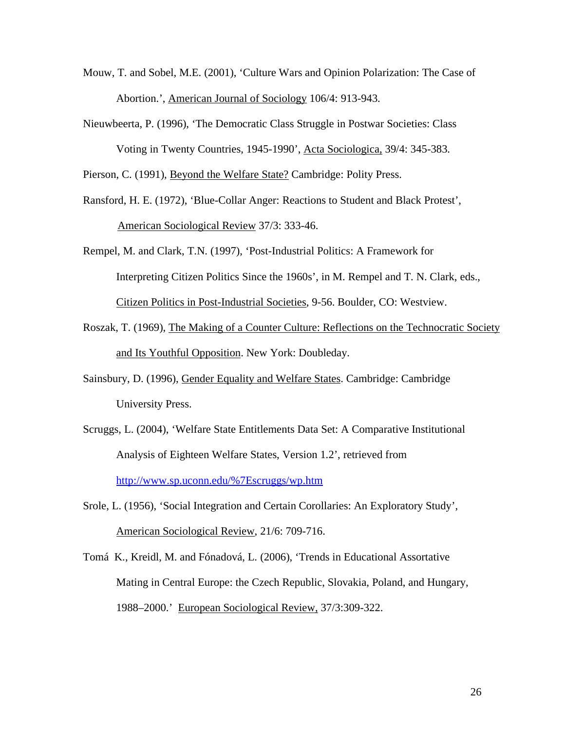Mouw, T. and Sobel, M.E. (2001), 'Culture Wars and Opinion Polarization: The Case of Abortion.', American Journal of Sociology 106/4: 913-943.

Nieuwbeerta, P. (1996), 'The Democratic Class Struggle in Postwar Societies: Class Voting in Twenty Countries, 1945-1990', Acta Sociologica, 39/4: 345-383.

Pierson, C. (1991), Beyond the Welfare State? Cambridge: Polity Press.

Ransford, H. E. (1972), 'Blue-Collar Anger: Reactions to Student and Black Protest', American Sociological Review 37/3: 333-46.

Rempel, M. and Clark, T.N. (1997), 'Post-Industrial Politics: A Framework for Interpreting Citizen Politics Since the 1960s', in M. Rempel and T. N. Clark, eds., Citizen Politics in Post-Industrial Societies, 9-56. Boulder, CO: Westview.

Roszak, T. (1969), The Making of a Counter Culture: Reflections on the Technocratic Society and Its Youthful Opposition. New York: Doubleday.

Sainsbury, D. (1996), Gender Equality and Welfare States. Cambridge: Cambridge University Press.

Scruggs, L. (2004), 'Welfare State Entitlements Data Set: A Comparative Institutional Analysis of Eighteen Welfare States, Version 1.2', retrieved from http://www.sp.uconn.edu/%7Escruggs/wp.htm

Srole, L. (1956), 'Social Integration and Certain Corollaries: An Exploratory Study', American Sociological Review, 21/6: 709-716.

Tomá K., Kreidl, M. and Fónadová, L. (2006), 'Trends in Educational Assortative Mating in Central Europe: the Czech Republic, Slovakia, Poland, and Hungary, 1988–2000.' European Sociological Review, 37/3:309-322.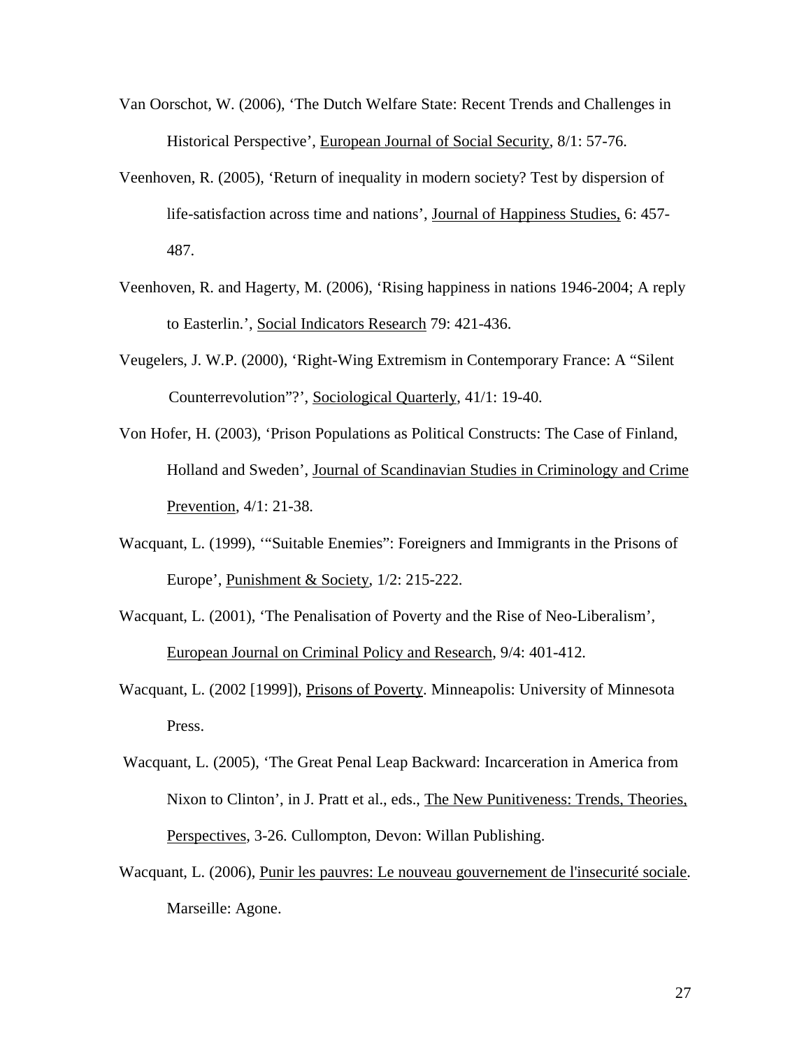Van Oorschot, W. (2006), 'The Dutch Welfare State: Recent Trends and Challenges in Historical Perspective', European Journal of Social Security, 8/1: 57-76.

Veenhoven, R. (2005), 'Return of inequality in modern society? Test by dispersion of life-satisfaction across time and nations', Journal of Happiness Studies, 6: 457-487.

Veenhoven, R. and Hagerty, M. (2006), 'Rising happiness in nations 1946-2004; A reply to Easterlin.', Social Indicators Research 79: 421-436.

Veugelers, J. W.P. (2000), 'Right-Wing Extremism in Contemporary France: A "Silent Counterrevolution"?', Sociological Quarterly, 41/1: 19-40.

Von Hofer, H. (2003), 'Prison Populations as Political Constructs: The Case of Finland, Holland and Sweden', Journal of Scandinavian Studies in Criminology and Crime Prevention, 4/1: 21-38.

Wacquant, L. (1999), '"Suitable Enemies": Foreigners and Immigrants in the Prisons of Europe', Punishment & Society, 1/2: 215-222.

Wacquant, L. (2001), 'The Penalisation of Poverty and the Rise of Neo-Liberalism', European Journal on Criminal Policy and Research, 9/4: 401-412.

Wacquant, L. (2002 [1999]), Prisons of Poverty. Minneapolis: University of Minnesota Press.

Wacquant, L. (2005), 'The Great Penal Leap Backward: Incarceration in America from Nixon to Clinton', in J. Pratt et al., eds., The New Punitiveness: Trends, Theories, Perspectives, 3-26. Cullompton, Devon: Willan Publishing.

Wacquant, L. (2006), Punir les pauvres: Le nouveau gouvernement de l'insecurité sociale. Marseille: Agone.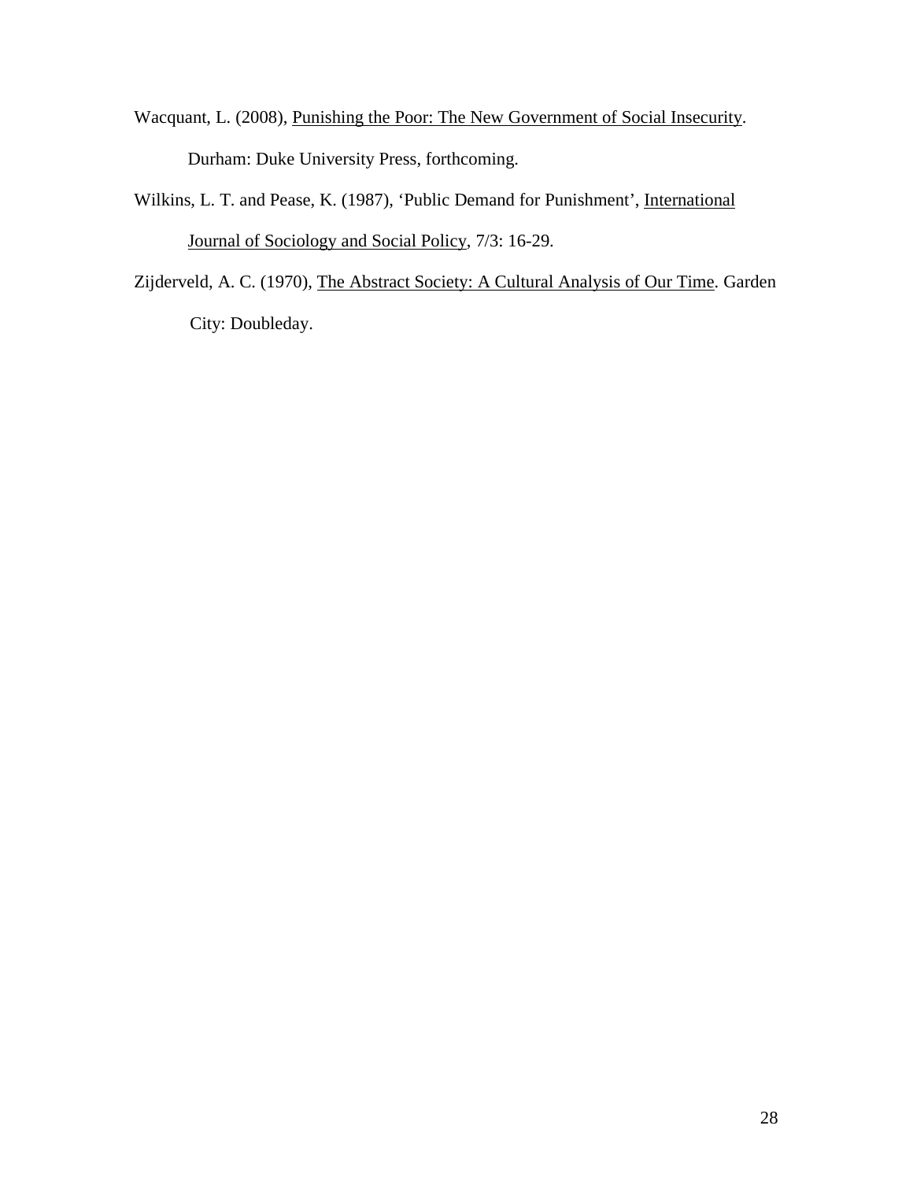Wacquant, L. (2008), Punishing the Poor: The New Government of Social Insecurity. Durham: Duke University Press, forthcoming.

Wilkins, L. T. and Pease, K. (1987), 'Public Demand for Punishment', International Journal of Sociology and Social Policy, 7/3: 16-29.

Zijderveld, A. C. (1970), The Abstract Society: A Cultural Analysis of Our Time. Garden City: Doubleday.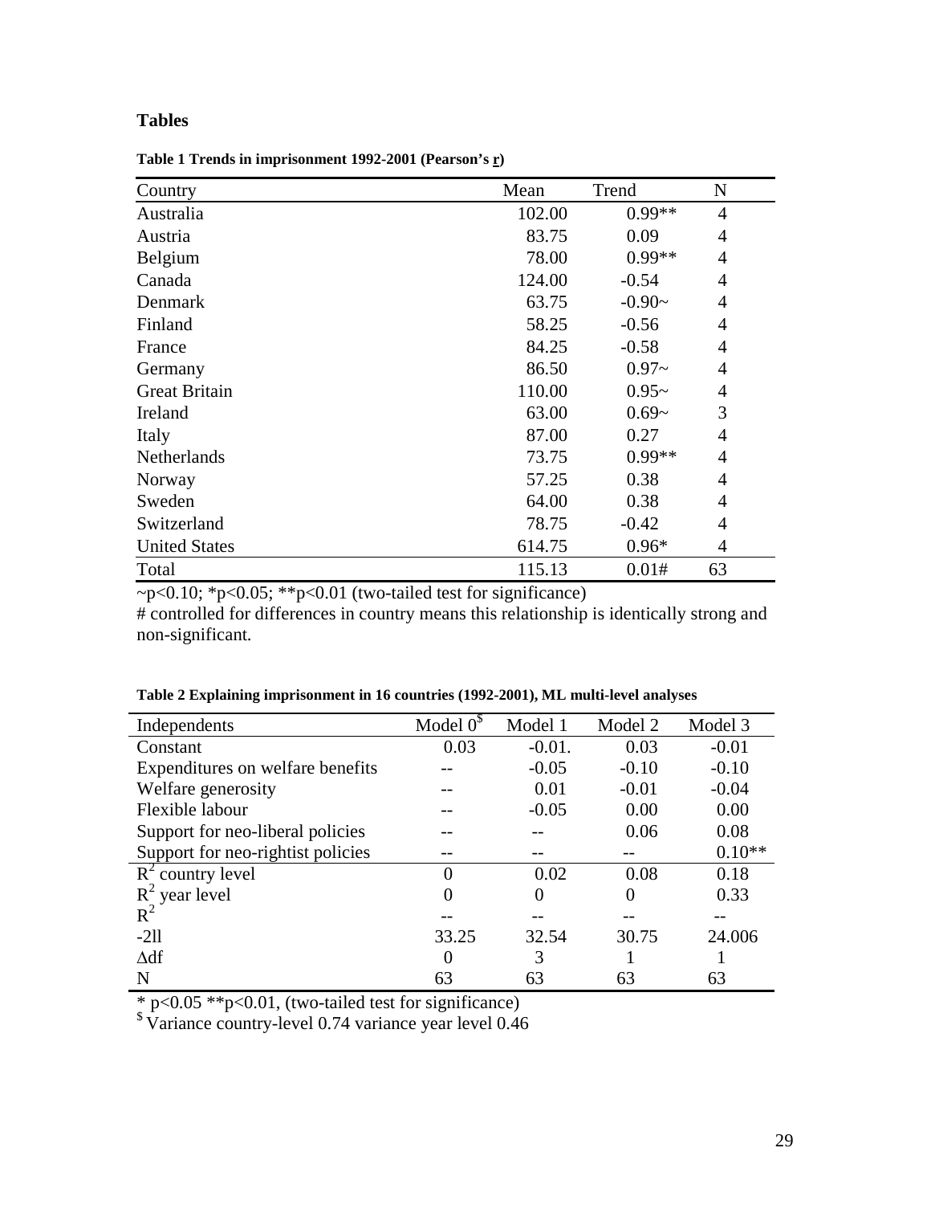## Tables

**Table 1 Trends in imprisonment 1992-2001 (Pearson's r)**

| Country | Mean | Trend | N |
|---|---|---|---|
| Australia | 102.00 | 0.99** | 4 |
| Austria | 83.75 | 0.09 | 4 |
| Belgium | 78.00 | 0.99** | 4 |
| Canada | 124.00 | -0.54 | 4 |
| Denmark | 63.75 | -0.90~ | 4 |
| Finland | 58.25 | -0.56 | 4 |
| France | 84.25 | -0.58 | 4 |
| Germany | 86.50 | 0.97~ | 4 |
| Great Britain | 110.00 | 0.95~ | 4 |
| Ireland | 63.00 | 0.69~ | 3 |
| Italy | 87.00 | 0.27 | 4 |
| Netherlands | 73.75 | 0.99** | 4 |
| Norway | 57.25 | 0.38 | 4 |
| Sweden | 64.00 | 0.38 | 4 |
| Switzerland | 78.75 | -0.42 | 4 |
| United States | 614.75 | 0.96* | 4 |
| Total | 115.13 | 0.01# | 63 |

~p<0.10; *p<0.05; **p<0.01 (two-tailed test for significance)
# controlled for differences in country means this relationship is identically strong and non-significant.

**Table 2 Explaining imprisonment in 16 countries (1992-2001), ML multi-level analyses**

| Independents | Model 0[$] | Model 1 | Model 2 | Model 3 |
|---|---|---|---|---|
| Constant | 0.03 | -0.01. | 0.03 | -0.01 |
| Expenditures on welfare benefits | -- | -0.05 | -0.10 | -0.10 |
| Welfare generosity | -- | 0.01 | -0.01 | -0.04 |
| Flexible labour | -- | -0.05 | 0.00 | 0.00 |
| Support for neo-liberal policies | -- | -- | 0.06 | 0.08 |
| Support for neo-rightist policies | -- | -- | -- | 0.10** |
| $R^2$ country level | 0 | 0.02 | 0.08 | 0.18 |
| $R^2$ year level | 0 | 0 | 0 | 0.33 |
| $R^2$ | -- | -- | -- | -- |
| -2ll | 33.25 | 32.54 | 30.75 | 24.006 |
| $\Delta$df | 0 | 3 | 1 | 1 |
| N | 63 | 63 | 63 | 63 |

* p<0.05 **p<0.01, (two-tailed test for significance)
[$] Variance country-level 0.74 variance year level 0.46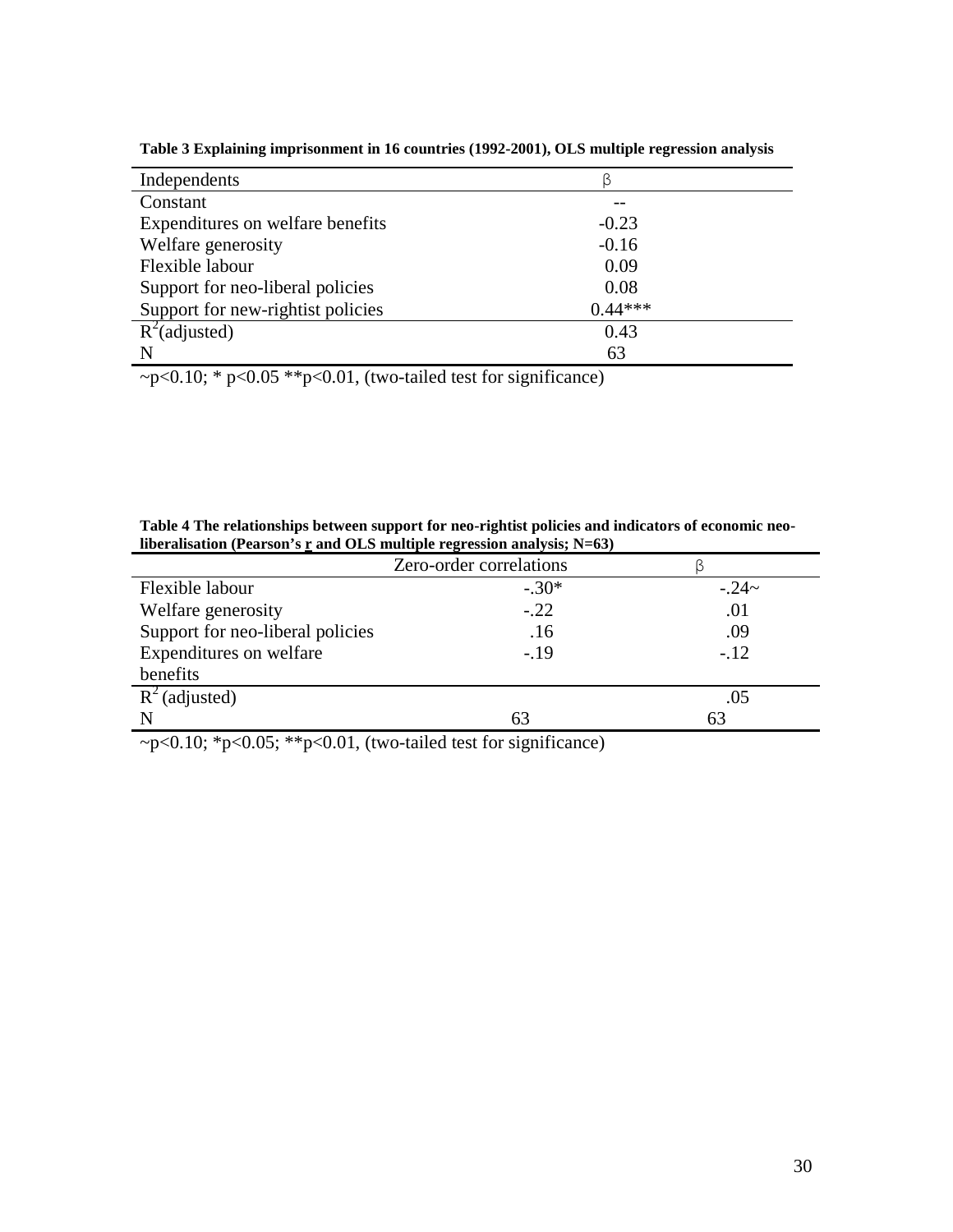**Table 3 Explaining imprisonment in 16 countries (1992-2001), OLS multiple regression analysis**

| Independents | β |
|---|---|
| Constant | -- |
| Expenditures on welfare benefits | -0.23 |
| Welfare generosity | -0.16 |
| Flexible labour | 0.09 |
| Support for neo-liberal policies | 0.08 |
| Support for new-rightist policies | 0.44*** |
| $R^2$(adjusted) | 0.43 |
| N | 63 |

~p<0.10; * p<0.05 **p<0.01, (two-tailed test for significance)

**Table 4 The relationships between support for neo-rightist policies and indicators of economic neo-liberalisation (Pearson's r and OLS multiple regression analysis; N=63)**

| | Zero-order correlations | β |
|---|---|---|
| Flexible labour | -.30* | -.24~ |
| Welfare generosity | -.22 | .01 |
| Support for neo-liberal policies | .16 | .09 |
| Expenditures on welfare benefits | -.19 | -.12 |
| $R^2$ (adjusted) | | .05 |
| N | 63 | 63 |

~p<0.10; *p<0.05; **p<0.01, (two-tailed test for significance)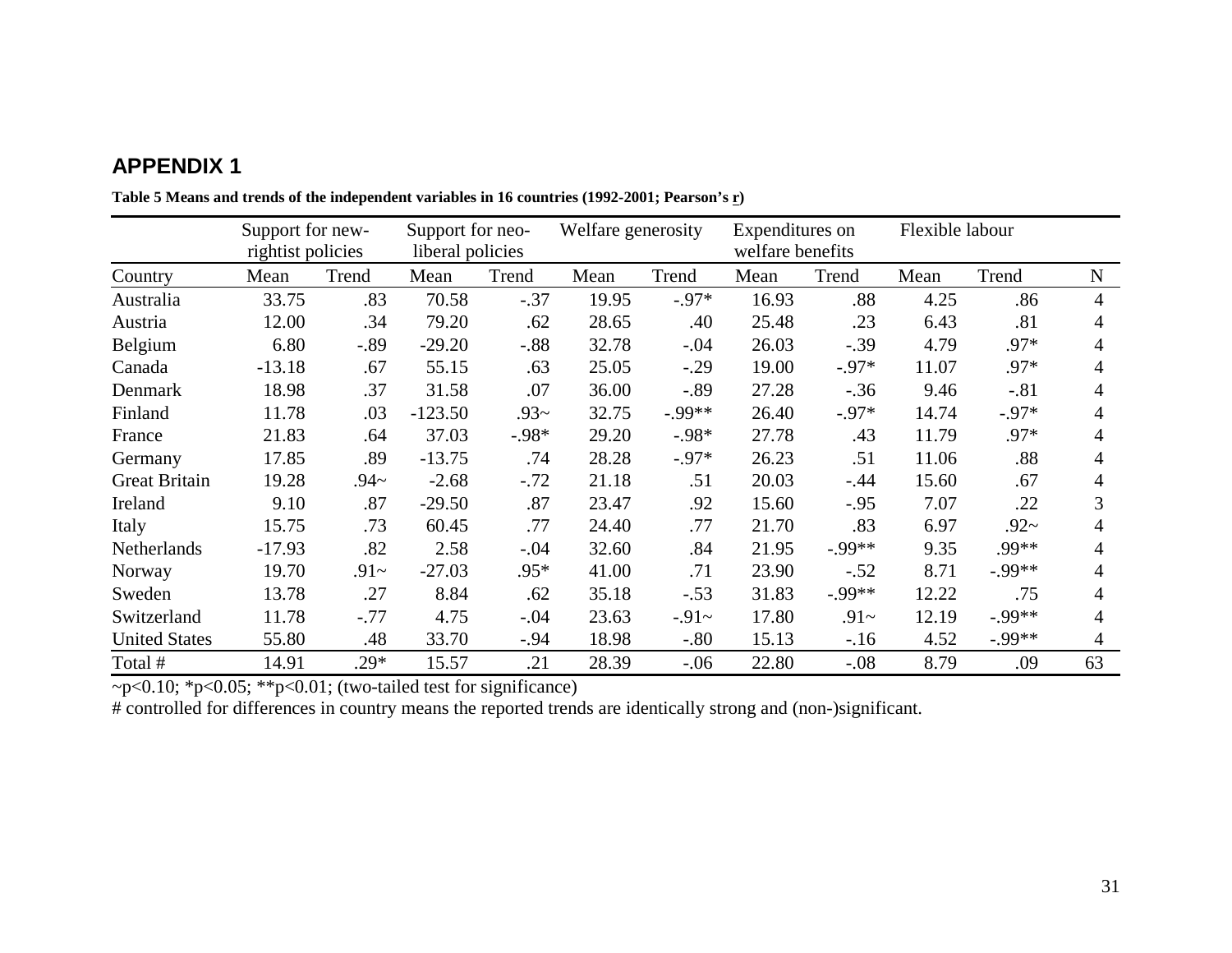## APPENDIX 1

**Table 5 Means and trends of the independent variables in 16 countries (1992-2001; Pearson's r)**

| | Support for new-rightist policies | | Support for neo-liberal policies | | Welfare generosity | | Expenditures on welfare benefits | | Flexible labour | | |
|---|---|---|---|---|---|---|---|---|---|---|---|
| Country | Mean | Trend | Mean | Trend | Mean | Trend | Mean | Trend | Mean | Trend | N |
| Australia | 33.75 | .83 | 70.58 | -.37 | 19.95 | -.97* | 16.93 | .88 | 4.25 | .86 | 4 |
| Austria | 12.00 | .34 | 79.20 | .62 | 28.65 | .40 | 25.48 | .23 | 6.43 | .81 | 4 |
| Belgium | 6.80 | -.89 | -29.20 | -.88 | 32.78 | -.04 | 26.03 | -.39 | 4.79 | .97* | 4 |
| Canada | -13.18 | .67 | 55.15 | .63 | 25.05 | -.29 | 19.00 | -.97* | 11.07 | .97* | 4 |
| Denmark | 18.98 | .37 | 31.58 | .07 | 36.00 | -.89 | 27.28 | -.36 | 9.46 | -.81 | 4 |
| Finland | 11.78 | .03 | -123.50 | .93~ | 32.75 | -.99** | 26.40 | -.97* | 14.74 | -.97* | 4 |
| France | 21.83 | .64 | 37.03 | -.98* | 29.20 | -.98* | 27.78 | .43 | 11.79 | .97* | 4 |
| Germany | 17.85 | .89 | -13.75 | .74 | 28.28 | -.97* | 26.23 | .51 | 11.06 | .88 | 4 |
| Great Britain | 19.28 | .94~ | -2.68 | -.72 | 21.18 | .51 | 20.03 | -.44 | 15.60 | .67 | 4 |
| Ireland | 9.10 | .87 | -29.50 | .87 | 23.47 | .92 | 15.60 | -.95 | 7.07 | .22 | 3 |
| Italy | 15.75 | .73 | 60.45 | .77 | 24.40 | .77 | 21.70 | .83 | 6.97 | .92~ | 4 |
| Netherlands | -17.93 | .82 | 2.58 | -.04 | 32.60 | .84 | 21.95 | -.99** | 9.35 | .99** | 4 |
| Norway | 19.70 | .91~ | -27.03 | .95* | 41.00 | .71 | 23.90 | -.52 | 8.71 | -.99** | 4 |
| Sweden | 13.78 | .27 | 8.84 | .62 | 35.18 | -.53 | 31.83 | -.99** | 12.22 | .75 | 4 |
| Switzerland | 11.78 | -.77 | 4.75 | -.04 | 23.63 | -.91~ | 17.80 | .91~ | 12.19 | -.99** | 4 |
| United States | 55.80 | .48 | 33.70 | -.94 | 18.98 | -.80 | 15.13 | -.16 | 4.52 | -.99** | 4 |
| Total # | 14.91 | .29* | 15.57 | .21 | 28.39 | -.06 | 22.80 | -.08 | 8.79 | .09 | 63 |

~p<0.10; *p<0.05; **p<0.01; (two-tailed test for significance)

# controlled for differences in country means the reported trends are identically strong and (non-)significant.